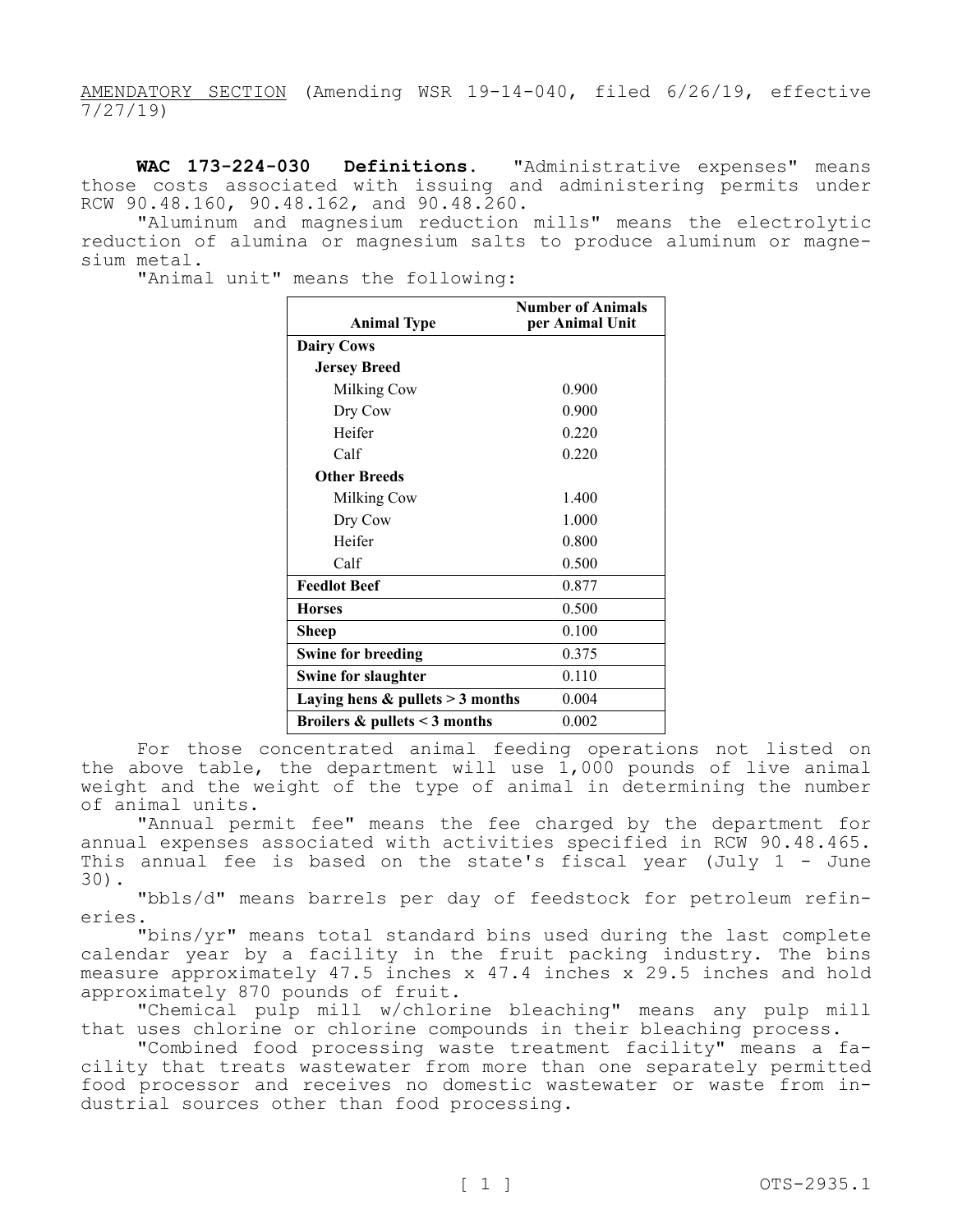AMENDATORY SECTION (Amending WSR 19-14-040, filed 6/26/19, effective 7/27/19)

**WAC 173-224-030 Definitions.** "Administrative expenses" means those costs associated with issuing and administering permits under RCW 90.48.160, 90.48.162, and 90.48.260.

"Aluminum and magnesium reduction mills" means the electrolytic reduction of alumina or magnesium salts to produce aluminum or magnesium metal.

"Animal unit" means the following:

| Animal Type | Number of Animals per Animal Unit |
|---|---|
| **Dairy Cows** | |
| **Jersey Breed** | |
| Milking Cow | 0.900 |
| Dry Cow | 0.900 |
| Heifer | 0.220 |
| Calf | 0.220 |
| **Other Breeds** | |
| Milking Cow | 1.400 |
| Dry Cow | 1.000 |
| Heifer | 0.800 |
| Calf | 0.500 |
| **Feedlot Beef** | 0.877 |
| **Horses** | 0.500 |
| **Sheep** | 0.100 |
| **Swine for breeding** | 0.375 |
| **Swine for slaughter** | 0.110 |
| **Laying hens & pullets > 3 months** | 0.004 |
| **Broilers & pullets < 3 months** | 0.002 |

For those concentrated animal feeding operations not listed on the above table, the department will use 1,000 pounds of live animal weight and the weight of the type of animal in determining the number of animal units.

"Annual permit fee" means the fee charged by the department for annual expenses associated with activities specified in RCW 90.48.465. This annual fee is based on the state's fiscal year (July 1 - June 30).

"bbls/d" means barrels per day of feedstock for petroleum refineries.

"bins/yr" means total standard bins used during the last complete calendar year by a facility in the fruit packing industry. The bins measure approximately 47.5 inches x 47.4 inches x 29.5 inches and hold approximately 870 pounds of fruit.

"Chemical pulp mill w/chlorine bleaching" means any pulp mill that uses chlorine or chlorine compounds in their bleaching process.

"Combined food processing waste treatment facility" means a facility that treats wastewater from more than one separately permitted food processor and receives no domestic wastewater or waste from industrial sources other than food processing.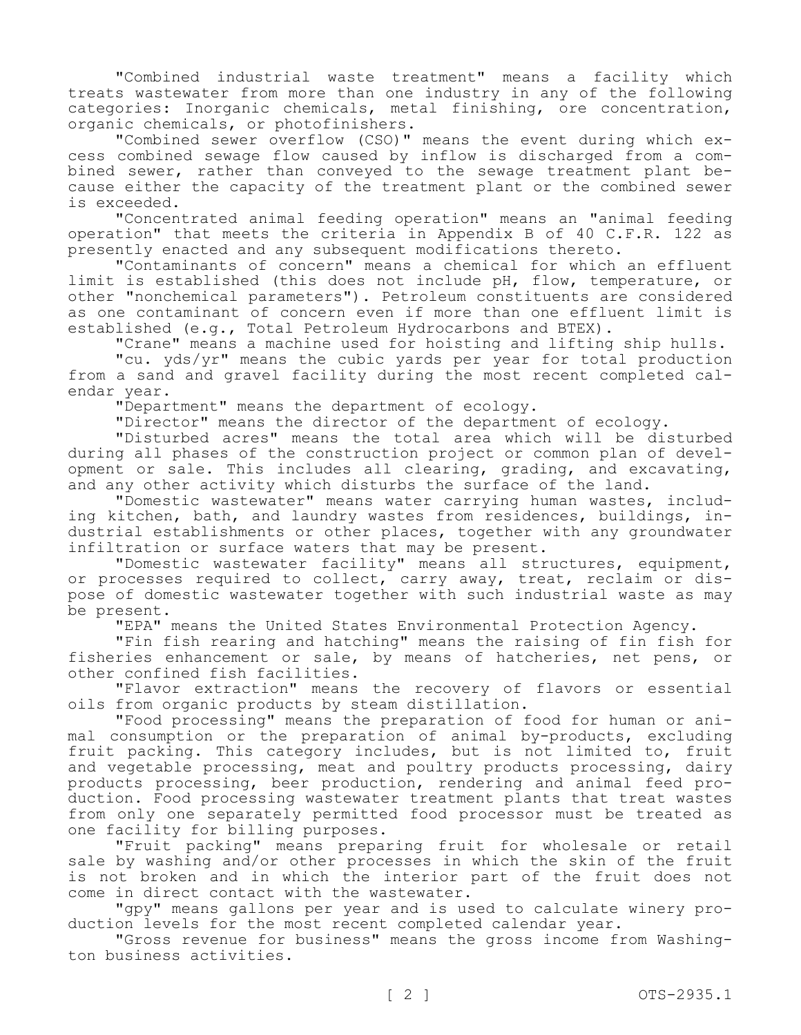"Combined industrial waste treatment" means a facility which treats wastewater from more than one industry in any of the following categories: Inorganic chemicals, metal finishing, ore concentration, organic chemicals, or photofinishers.

"Combined sewer overflow (CSO)" means the event during which excess combined sewage flow caused by inflow is discharged from a combined sewer, rather than conveyed to the sewage treatment plant because either the capacity of the treatment plant or the combined sewer is exceeded.

"Concentrated animal feeding operation" means an "animal feeding operation" that meets the criteria in Appendix B of 40 C.F.R. 122 as presently enacted and any subsequent modifications thereto.

"Contaminants of concern" means a chemical for which an effluent limit is established (this does not include pH, flow, temperature, or other "nonchemical parameters"). Petroleum constituents are considered as one contaminant of concern even if more than one effluent limit is established (e.g., Total Petroleum Hydrocarbons and BTEX).

"Crane" means a machine used for hoisting and lifting ship hulls.

"cu. yds/yr" means the cubic yards per year for total production from a sand and gravel facility during the most recent completed calendar year.

"Department" means the department of ecology.

"Director" means the director of the department of ecology.

"Disturbed acres" means the total area which will be disturbed during all phases of the construction project or common plan of development or sale. This includes all clearing, grading, and excavating, and any other activity which disturbs the surface of the land.

"Domestic wastewater" means water carrying human wastes, including kitchen, bath, and laundry wastes from residences, buildings, industrial establishments or other places, together with any groundwater infiltration or surface waters that may be present.

"Domestic wastewater facility" means all structures, equipment, or processes required to collect, carry away, treat, reclaim or dispose of domestic wastewater together with such industrial waste as may be present.

"EPA" means the United States Environmental Protection Agency.

"Fin fish rearing and hatching" means the raising of fin fish for fisheries enhancement or sale, by means of hatcheries, net pens, or other confined fish facilities.

"Flavor extraction" means the recovery of flavors or essential oils from organic products by steam distillation.

"Food processing" means the preparation of food for human or animal consumption or the preparation of animal by-products, excluding fruit packing. This category includes, but is not limited to, fruit and vegetable processing, meat and poultry products processing, dairy products processing, beer production, rendering and animal feed production. Food processing wastewater treatment plants that treat wastes from only one separately permitted food processor must be treated as one facility for billing purposes.

"Fruit packing" means preparing fruit for wholesale or retail sale by washing and/or other processes in which the skin of the fruit is not broken and in which the interior part of the fruit does not come in direct contact with the wastewater.

"gpy" means gallons per year and is used to calculate winery production levels for the most recent completed calendar year.

"Gross revenue for business" means the gross income from Washington business activities.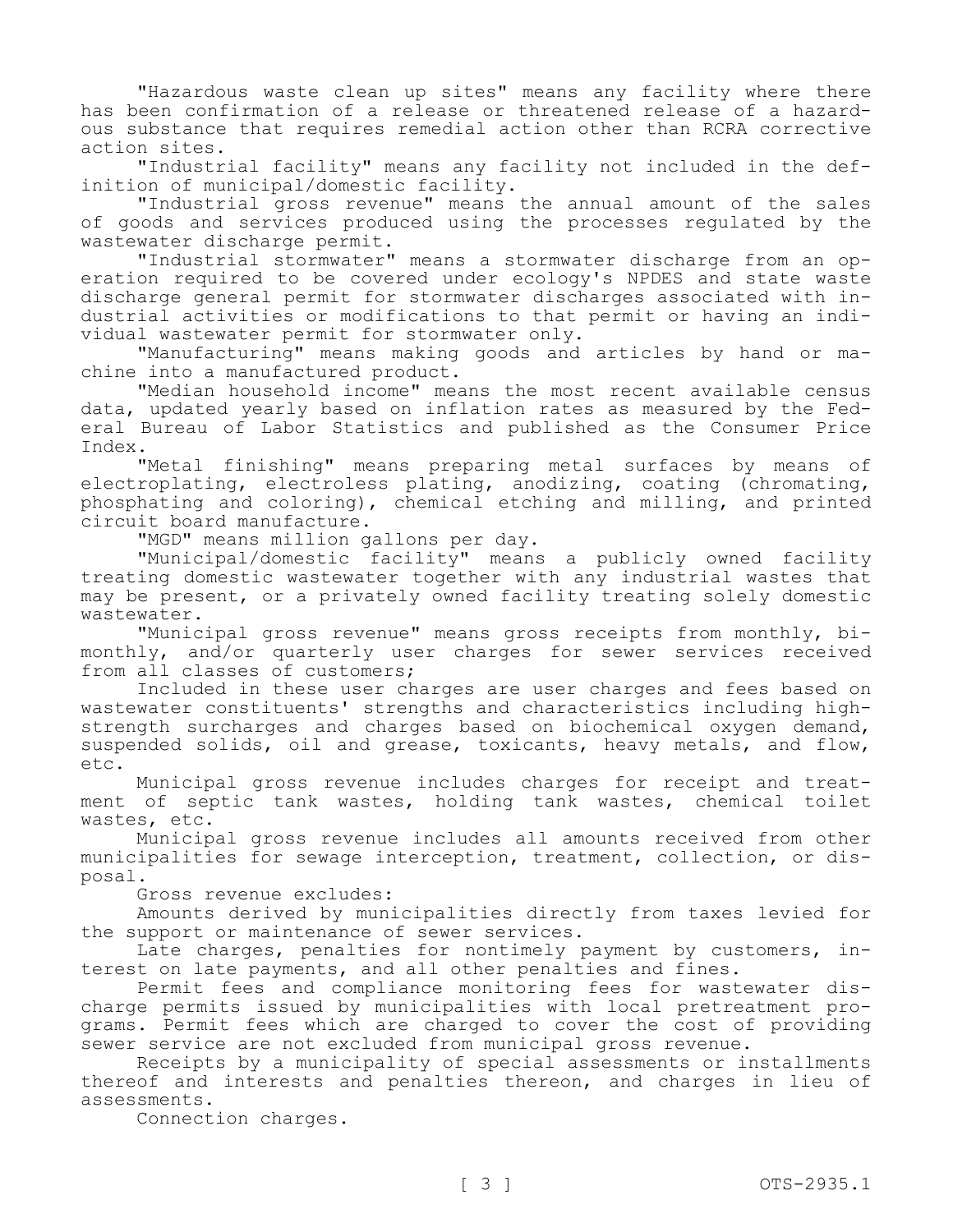"Hazardous waste clean up sites" means any facility where there has been confirmation of a release or threatened release of a hazardous substance that requires remedial action other than RCRA corrective action sites.

"Industrial facility" means any facility not included in the definition of municipal/domestic facility.

"Industrial gross revenue" means the annual amount of the sales of goods and services produced using the processes regulated by the wastewater discharge permit.

"Industrial stormwater" means a stormwater discharge from an operation required to be covered under ecology's NPDES and state waste discharge general permit for stormwater discharges associated with industrial activities or modifications to that permit or having an individual wastewater permit for stormwater only.

"Manufacturing" means making goods and articles by hand or machine into a manufactured product.

"Median household income" means the most recent available census data, updated yearly based on inflation rates as measured by the Federal Bureau of Labor Statistics and published as the Consumer Price Index.

"Metal finishing" means preparing metal surfaces by means of electroplating, electroless plating, anodizing, coating (chromating, phosphating and coloring), chemical etching and milling, and printed circuit board manufacture.

"MGD" means million gallons per day.

"Municipal/domestic facility" means a publicly owned facility treating domestic wastewater together with any industrial wastes that may be present, or a privately owned facility treating solely domestic wastewater.

"Municipal gross revenue" means gross receipts from monthly, bimonthly, and/or quarterly user charges for sewer services received from all classes of customers;

Included in these user charges are user charges and fees based on wastewater constituents' strengths and characteristics including high-strength surcharges and charges based on biochemical oxygen demand, suspended solids, oil and grease, toxicants, heavy metals, and flow, etc.

Municipal gross revenue includes charges for receipt and treatment of septic tank wastes, holding tank wastes, chemical toilet wastes, etc.

Municipal gross revenue includes all amounts received from other municipalities for sewage interception, treatment, collection, or disposal.

Gross revenue excludes:

Amounts derived by municipalities directly from taxes levied for the support or maintenance of sewer services.

Late charges, penalties for nontimely payment by customers, interest on late payments, and all other penalties and fines.

Permit fees and compliance monitoring fees for wastewater discharge permits issued by municipalities with local pretreatment programs. Permit fees which are charged to cover the cost of providing sewer service are not excluded from municipal gross revenue.

Receipts by a municipality of special assessments or installments thereof and interests and penalties thereon, and charges in lieu of assessments.

Connection charges.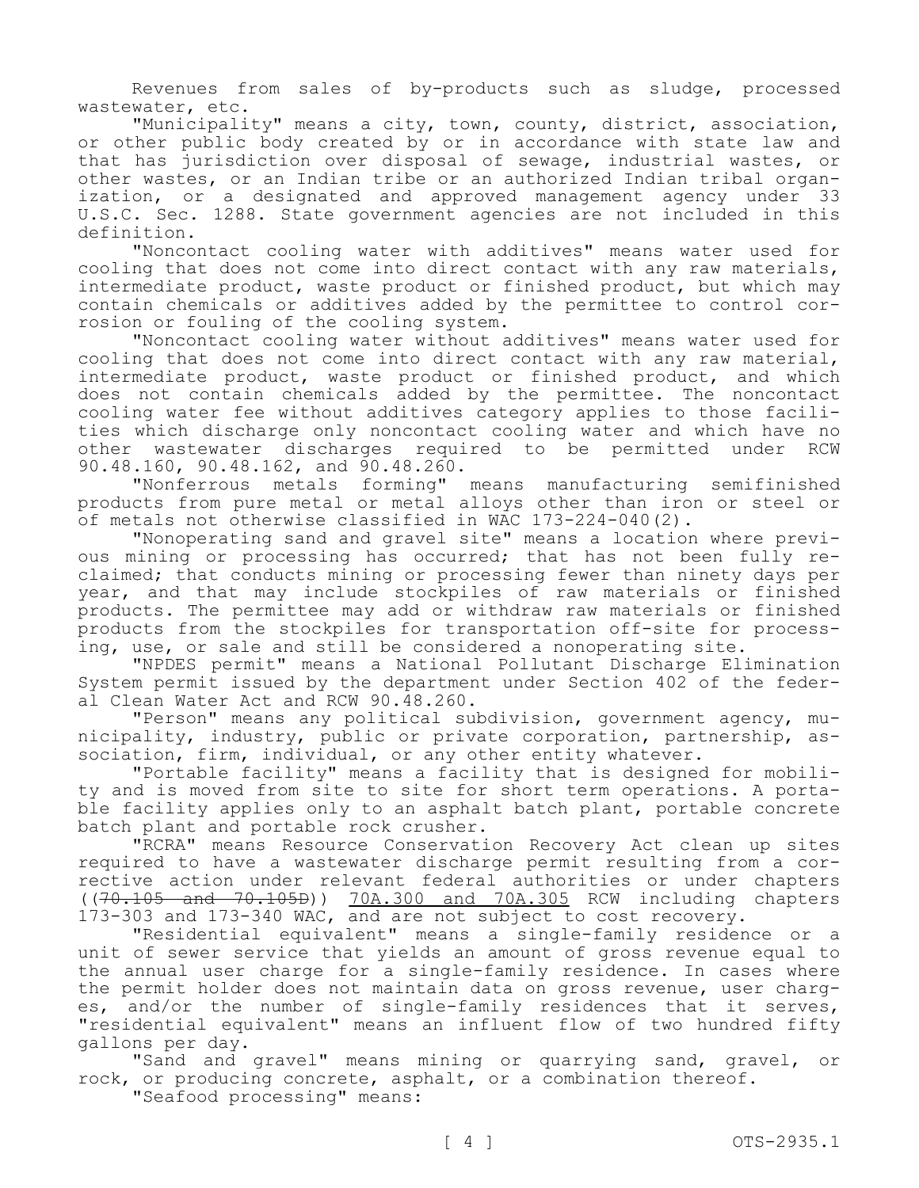Revenues from sales of by-products such as sludge, processed wastewater, etc.

"Municipality" means a city, town, county, district, association, or other public body created by or in accordance with state law and that has jurisdiction over disposal of sewage, industrial wastes, or other wastes, or an Indian tribe or an authorized Indian tribal organization, or a designated and approved management agency under 33 U.S.C. Sec. 1288. State government agencies are not included in this definition.

"Noncontact cooling water with additives" means water used for cooling that does not come into direct contact with any raw materials, intermediate product, waste product or finished product, but which may contain chemicals or additives added by the permittee to control corrosion or fouling of the cooling system.

"Noncontact cooling water without additives" means water used for cooling that does not come into direct contact with any raw material, intermediate product, waste product or finished product, and which does not contain chemicals added by the permittee. The noncontact cooling water fee without additives category applies to those facilities which discharge only noncontact cooling water and which have no other wastewater discharges required to be permitted under RCW 90.48.160, 90.48.162, and 90.48.260.

"Nonferrous metals forming" means manufacturing semifinished products from pure metal or metal alloys other than iron or steel or of metals not otherwise classified in WAC 173-224-040(2).

"Nonoperating sand and gravel site" means a location where previous mining or processing has occurred; that has not been fully reclaimed; that conducts mining or processing fewer than ninety days per year, and that may include stockpiles of raw materials or finished products. The permittee may add or withdraw raw materials or finished products from the stockpiles for transportation off-site for processing, use, or sale and still be considered a nonoperating site.

"NPDES permit" means a National Pollutant Discharge Elimination System permit issued by the department under Section 402 of the federal Clean Water Act and RCW 90.48.260.

"Person" means any political subdivision, government agency, municipality, industry, public or private corporation, partnership, association, firm, individual, or any other entity whatever.

"Portable facility" means a facility that is designed for mobility and is moved from site to site for short term operations. A portable facility applies only to an asphalt batch plant, portable concrete batch plant and portable rock crusher.

"RCRA" means Resource Conservation Recovery Act clean up sites required to have a wastewater discharge permit resulting from a corrective action under relevant federal authorities or under chapters ((~~70.105 and 70.105D~~)) 70A.300 and 70A.305 RCW including chapters 173-303 and 173-340 WAC, and are not subject to cost recovery.

"Residential equivalent" means a single-family residence or a unit of sewer service that yields an amount of gross revenue equal to the annual user charge for a single-family residence. In cases where the permit holder does not maintain data on gross revenue, user charges, and/or the number of single-family residences that it serves, "residential equivalent" means an influent flow of two hundred fifty gallons per day.

"Sand and gravel" means mining or quarrying sand, gravel, or rock, or producing concrete, asphalt, or a combination thereof.

"Seafood processing" means: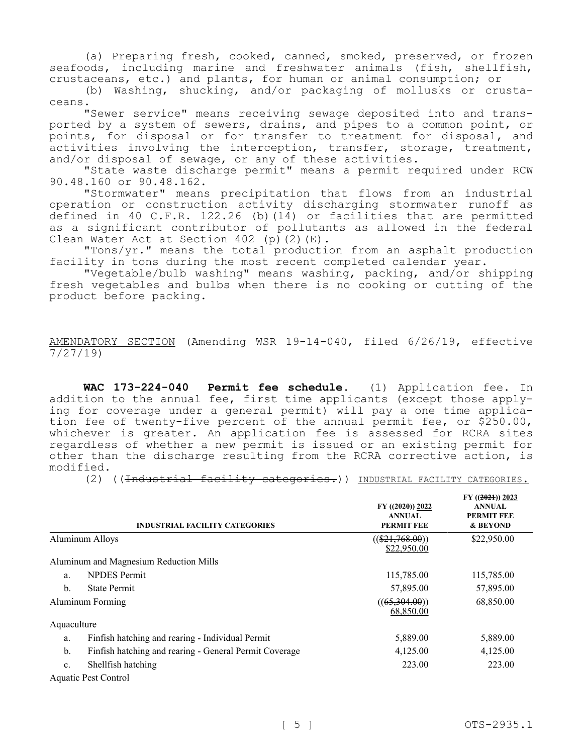(a) Preparing fresh, cooked, canned, smoked, preserved, or frozen seafoods, including marine and freshwater animals (fish, shellfish, crustaceans, etc.) and plants, for human or animal consumption; or

(b) Washing, shucking, and/or packaging of mollusks or crustaceans.

"Sewer service" means receiving sewage deposited into and transported by a system of sewers, drains, and pipes to a common point, or points, for disposal or for transfer to treatment for disposal, and activities involving the interception, transfer, storage, treatment, and/or disposal of sewage, or any of these activities.

"State waste discharge permit" means a permit required under RCW 90.48.160 or 90.48.162.

"Stormwater" means precipitation that flows from an industrial operation or construction activity discharging stormwater runoff as defined in 40 C.F.R. 122.26 (b)(14) or facilities that are permitted as a significant contributor of pollutants as allowed in the federal Clean Water Act at Section 402 (p)(2)(E).

"Tons/yr." means the total production from an asphalt production facility in tons during the most recent completed calendar year.

"Vegetable/bulb washing" means washing, packing, and/or shipping fresh vegetables and bulbs when there is no cooking or cutting of the product before packing.

AMENDATORY SECTION (Amending WSR 19-14-040, filed 6/26/19, effective 7/27/19)

**WAC 173-224-040 Permit fee schedule.** (1) Application fee. In addition to the annual fee, first time applicants (except those applying for coverage under a general permit) will pay a one time application fee of twenty-five percent of the annual permit fee, or $250.00, whichever is greater. An application fee is assessed for RCRA sites regardless of whether a new permit is issued or an existing permit for other than the discharge resulting from the RCRA corrective action, is modified.

(2) ((~~Industrial facility categories.~~)) INDUSTRIAL FACILITY CATEGORIES.

| INDUSTRIAL FACILITY CATEGORIES | FY ((~~2020~~)) 2022 ANNUAL PERMIT FEE | FY ((~~2021~~)) 2023 ANNUAL PERMIT FEE & BEYOND |
|---|---|---|
| Aluminum Alloys | ((~~$21,768.00~~)) $22,950.00 | $22,950.00 |
| Aluminum and Magnesium Reduction Mills | | |
| a. NPDES Permit | 115,785.00 | 115,785.00 |
| b. State Permit | 57,895.00 | 57,895.00 |
| Aluminum Forming | ((~~65,304.00~~)) 68,850.00 | 68,850.00 |
| Aquaculture | | |
| a. Finfish hatching and rearing - Individual Permit | 5,889.00 | 5,889.00 |
| b. Finfish hatching and rearing - General Permit Coverage | 4,125.00 | 4,125.00 |
| c. Shellfish hatching | 223.00 | 223.00 |
| Aquatic Pest Control | | |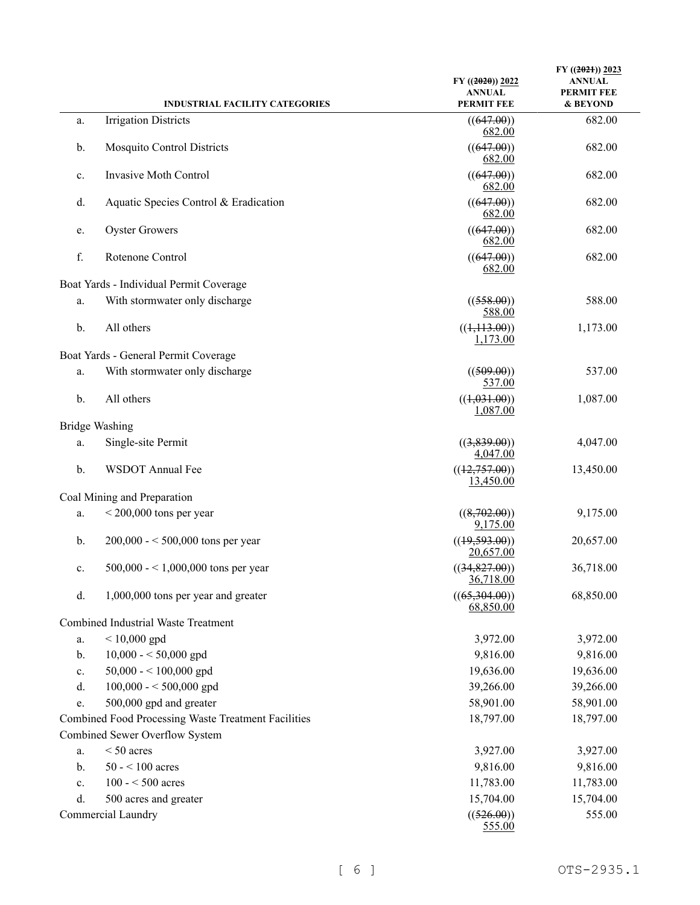| | INDUSTRIAL FACILITY CATEGORIES | FY ((~~2020~~)) 2022 ANNUAL PERMIT FEE | FY ((~~2021~~)) 2023 ANNUAL PERMIT FEE & BEYOND |
|---|---|---|---|
| a. | Irrigation Districts | ((~~647.00~~)) 682.00 | 682.00 |
| b. | Mosquito Control Districts | ((~~647.00~~)) 682.00 | 682.00 |
| c. | Invasive Moth Control | ((~~647.00~~)) 682.00 | 682.00 |
| d. | Aquatic Species Control & Eradication | ((~~647.00~~)) 682.00 | 682.00 |
| e. | Oyster Growers | ((~~647.00~~)) 682.00 | 682.00 |
| f. | Rotenone Control | ((~~647.00~~)) 682.00 | 682.00 |
| Boat Yards - Individual Permit Coverage | | | |
| a. | With stormwater only discharge | ((~~558.00~~)) 588.00 | 588.00 |
| b. | All others | ((~~1,113.00~~)) 1,173.00 | 1,173.00 |
| Boat Yards - General Permit Coverage | | | |
| a. | With stormwater only discharge | ((~~509.00~~)) 537.00 | 537.00 |
| b. | All others | ((~~1,031.00~~)) 1,087.00 | 1,087.00 |
| Bridge Washing | | | |
| a. | Single-site Permit | ((~~3,839.00~~)) 4,047.00 | 4,047.00 |
| b. | WSDOT Annual Fee | ((~~12,757.00~~)) 13,450.00 | 13,450.00 |
| Coal Mining and Preparation | | | |
| a. | < 200,000 tons per year | ((~~8,702.00~~)) 9,175.00 | 9,175.00 |
| b. | 200,000 - < 500,000 tons per year | ((~~19,593.00~~)) 20,657.00 | 20,657.00 |
| c. | 500,000 - < 1,000,000 tons per year | ((~~34,827.00~~)) 36,718.00 | 36,718.00 |
| d. | 1,000,000 tons per year and greater | ((~~65,304.00~~)) 68,850.00 | 68,850.00 |
| Combined Industrial Waste Treatment | | | |
| a. | < 10,000 gpd | 3,972.00 | 3,972.00 |
| b. | 10,000 - < 50,000 gpd | 9,816.00 | 9,816.00 |
| c. | 50,000 - < 100,000 gpd | 19,636.00 | 19,636.00 |
| d. | 100,000 - < 500,000 gpd | 39,266.00 | 39,266.00 |
| e. | 500,000 gpd and greater | 58,901.00 | 58,901.00 |
| Combined Food Processing Waste Treatment Facilities | | 18,797.00 | 18,797.00 |
| Combined Sewer Overflow System | | | |
| a. | < 50 acres | 3,927.00 | 3,927.00 |
| b. | 50 - < 100 acres | 9,816.00 | 9,816.00 |
| c. | 100 - < 500 acres | 11,783.00 | 11,783.00 |
| d. | 500 acres and greater | 15,704.00 | 15,704.00 |
| Commercial Laundry | | ((~~526.00~~)) 555.00 | 555.00 |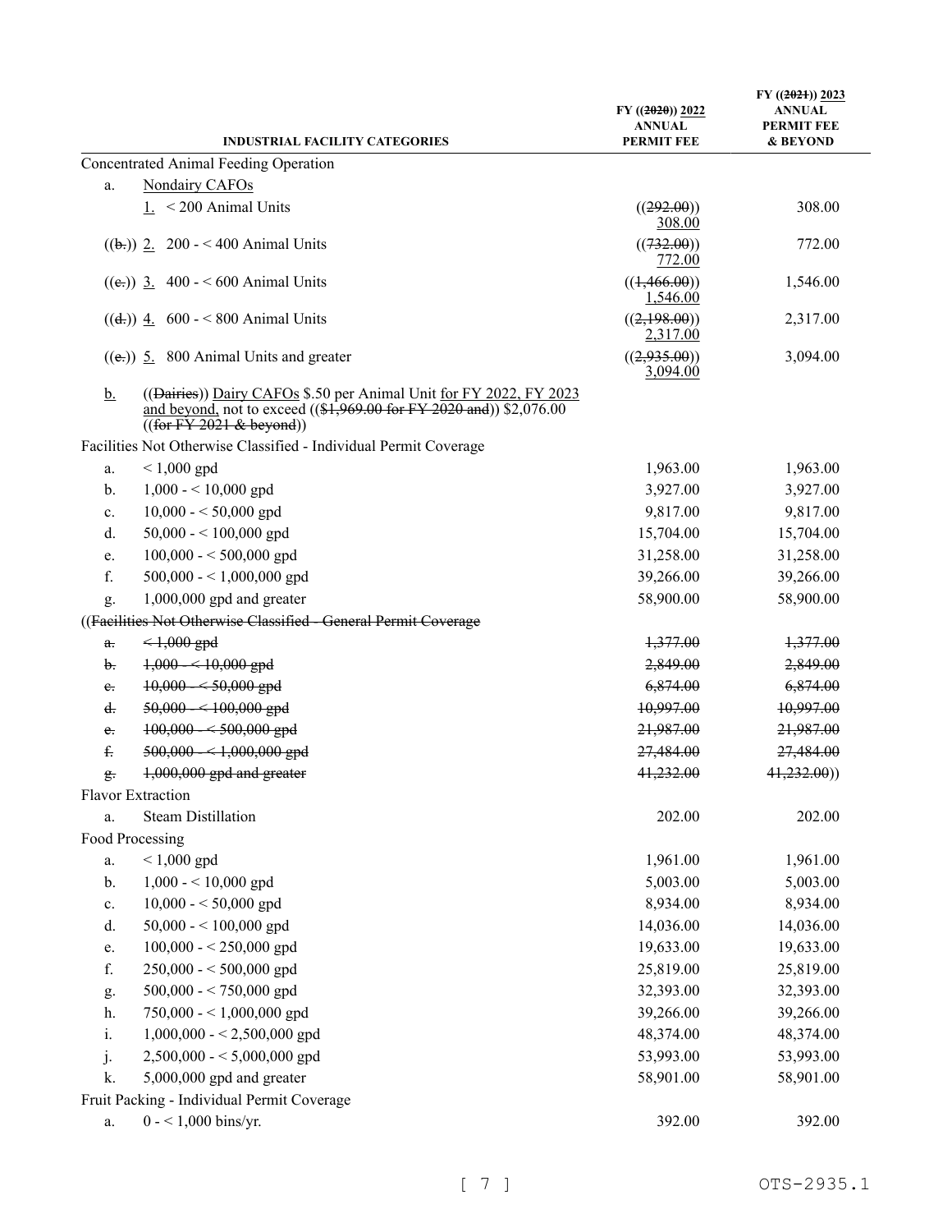| | INDUSTRIAL FACILITY CATEGORIES | FY ((2020)) 2022 ANNUAL PERMIT FEE | FY ((2021)) 2023 ANNUAL PERMIT FEE & BEYOND |
|---|---|---|---|
| Concentrated Animal Feeding Operation | | | |
| a. | Nondairy CAFOs | | |
| | 1. < 200 Animal Units | ((292.00)) 308.00 | 308.00 |
| | ((b.)) 2. 200 - < 400 Animal Units | ((732.00)) 772.00 | 772.00 |
| | ((c.)) 3. 400 - < 600 Animal Units | ((1,466.00)) 1,546.00 | 1,546.00 |
| | ((d.)) 4. 600 - < 800 Animal Units | ((2,198.00)) 2,317.00 | 2,317.00 |
| | ((e.)) 5. 800 Animal Units and greater | ((2,935.00)) 3,094.00 | 3,094.00 |
| b. | ((Dairies)) Dairy CAFOs $.50 per Animal Unit for FY 2022, FY 2023 and beyond, not to exceed (($1,969.00 for FY 2020 and)) $2,076.00 ((for FY 2021 & beyond)) | | |
| Facilities Not Otherwise Classified - Individual Permit Coverage | | | |
| a. | < 1,000 gpd | 1,963.00 | 1,963.00 |
| b. | 1,000 - < 10,000 gpd | 3,927.00 | 3,927.00 |
| c. | 10,000 - < 50,000 gpd | 9,817.00 | 9,817.00 |
| d. | 50,000 - < 100,000 gpd | 15,704.00 | 15,704.00 |
| e. | 100,000 - < 500,000 gpd | 31,258.00 | 31,258.00 |
| f. | 500,000 - < 1,000,000 gpd | 39,266.00 | 39,266.00 |
| g. | 1,000,000 gpd and greater | 58,900.00 | 58,900.00 |
| ((Facilities Not Otherwise Classified - General Permit Coverage | | | |
| a. | < 1,000 gpd | 1,377.00 | 1,377.00 |
| b. | 1,000 - < 10,000 gpd | 2,849.00 | 2,849.00 |
| c. | 10,000 - < 50,000 gpd | 6,874.00 | 6,874.00 |
| d. | 50,000 - < 100,000 gpd | 10,997.00 | 10,997.00 |
| e. | 100,000 - < 500,000 gpd | 21,987.00 | 21,987.00 |
| f. | 500,000 - < 1,000,000 gpd | 27,484.00 | 27,484.00 |
| g. | 1,000,000 gpd and greater | 41,232.00 | 41,232.00)) |
| Flavor Extraction | | | |
| a. | Steam Distillation | 202.00 | 202.00 |
| Food Processing | | | |
| a. | < 1,000 gpd | 1,961.00 | 1,961.00 |
| b. | 1,000 - < 10,000 gpd | 5,003.00 | 5,003.00 |
| c. | 10,000 - < 50,000 gpd | 8,934.00 | 8,934.00 |
| d. | 50,000 - < 100,000 gpd | 14,036.00 | 14,036.00 |
| e. | 100,000 - < 250,000 gpd | 19,633.00 | 19,633.00 |
| f. | 250,000 - < 500,000 gpd | 25,819.00 | 25,819.00 |
| g. | 500,000 - < 750,000 gpd | 32,393.00 | 32,393.00 |
| h. | 750,000 - < 1,000,000 gpd | 39,266.00 | 39,266.00 |
| i. | 1,000,000 - < 2,500,000 gpd | 48,374.00 | 48,374.00 |
| j. | 2,500,000 - < 5,000,000 gpd | 53,993.00 | 53,993.00 |
| k. | 5,000,000 gpd and greater | 58,901.00 | 58,901.00 |
| Fruit Packing - Individual Permit Coverage | | | |
| a. | 0 - < 1,000 bins/yr. | 392.00 | 392.00 |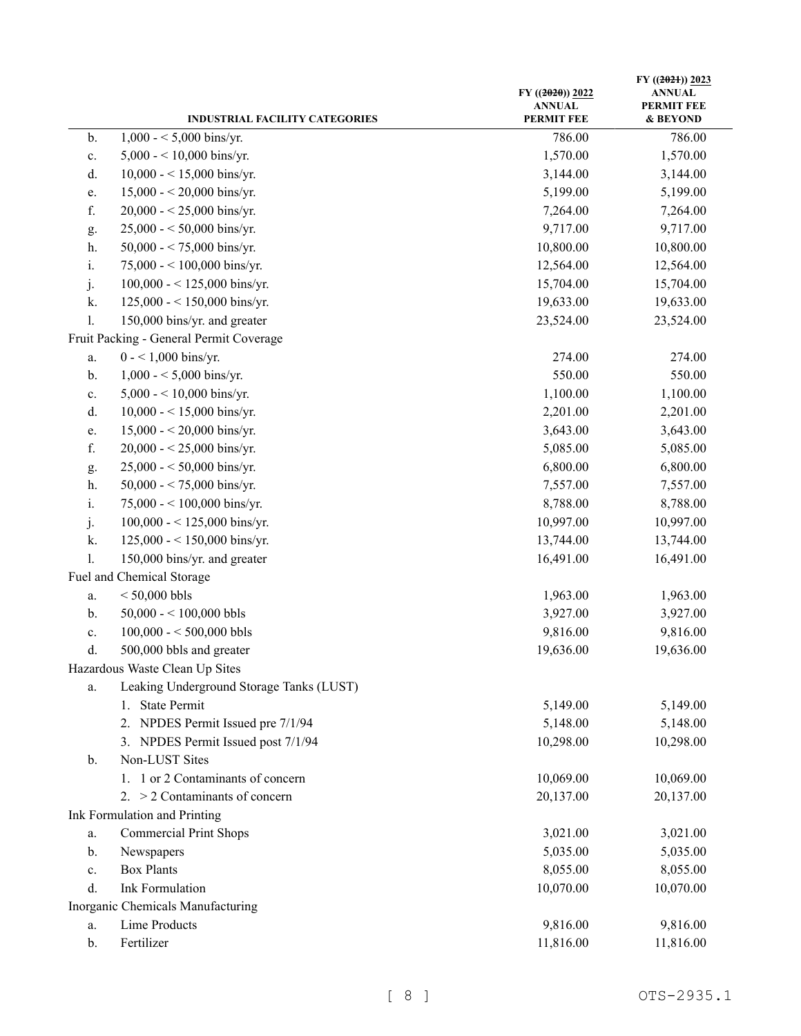| | INDUSTRIAL FACILITY CATEGORIES | FY ((~~2020~~)) 2022 ANNUAL PERMIT FEE | FY ((~~2021~~)) 2023 ANNUAL PERMIT FEE & BEYOND |
|---|---|---|---|
| b. | 1,000 - < 5,000 bins/yr. | 786.00 | 786.00 |
| c. | 5,000 - < 10,000 bins/yr. | 1,570.00 | 1,570.00 |
| d. | 10,000 - < 15,000 bins/yr. | 3,144.00 | 3,144.00 |
| e. | 15,000 - < 20,000 bins/yr. | 5,199.00 | 5,199.00 |
| f. | 20,000 - < 25,000 bins/yr. | 7,264.00 | 7,264.00 |
| g. | 25,000 - < 50,000 bins/yr. | 9,717.00 | 9,717.00 |
| h. | 50,000 - < 75,000 bins/yr. | 10,800.00 | 10,800.00 |
| i. | 75,000 - < 100,000 bins/yr. | 12,564.00 | 12,564.00 |
| j. | 100,000 - < 125,000 bins/yr. | 15,704.00 | 15,704.00 |
| k. | 125,000 - < 150,000 bins/yr. | 19,633.00 | 19,633.00 |
| l. | 150,000 bins/yr. and greater | 23,524.00 | 23,524.00 |
| Fruit Packing - General Permit Coverage | | | |
| a. | 0 - < 1,000 bins/yr. | 274.00 | 274.00 |
| b. | 1,000 - < 5,000 bins/yr. | 550.00 | 550.00 |
| c. | 5,000 - < 10,000 bins/yr. | 1,100.00 | 1,100.00 |
| d. | 10,000 - < 15,000 bins/yr. | 2,201.00 | 2,201.00 |
| e. | 15,000 - < 20,000 bins/yr. | 3,643.00 | 3,643.00 |
| f. | 20,000 - < 25,000 bins/yr. | 5,085.00 | 5,085.00 |
| g. | 25,000 - < 50,000 bins/yr. | 6,800.00 | 6,800.00 |
| h. | 50,000 - < 75,000 bins/yr. | 7,557.00 | 7,557.00 |
| i. | 75,000 - < 100,000 bins/yr. | 8,788.00 | 8,788.00 |
| j. | 100,000 - < 125,000 bins/yr. | 10,997.00 | 10,997.00 |
| k. | 125,000 - < 150,000 bins/yr. | 13,744.00 | 13,744.00 |
| l. | 150,000 bins/yr. and greater | 16,491.00 | 16,491.00 |
| Fuel and Chemical Storage | | | |
| a. | < 50,000 bbls | 1,963.00 | 1,963.00 |
| b. | 50,000 - < 100,000 bbls | 3,927.00 | 3,927.00 |
| c. | 100,000 - < 500,000 bbls | 9,816.00 | 9,816.00 |
| d. | 500,000 bbls and greater | 19,636.00 | 19,636.00 |
| Hazardous Waste Clean Up Sites | | | |
| a. | Leaking Underground Storage Tanks (LUST) | | |
| | 1. State Permit | 5,149.00 | 5,149.00 |
| | 2. NPDES Permit Issued pre 7/1/94 | 5,148.00 | 5,148.00 |
| | 3. NPDES Permit Issued post 7/1/94 | 10,298.00 | 10,298.00 |
| b. | Non-LUST Sites | | |
| | 1. 1 or 2 Contaminants of concern | 10,069.00 | 10,069.00 |
| | 2. > 2 Contaminants of concern | 20,137.00 | 20,137.00 |
| Ink Formulation and Printing | | | |
| a. | Commercial Print Shops | 3,021.00 | 3,021.00 |
| b. | Newspapers | 5,035.00 | 5,035.00 |
| c. | Box Plants | 8,055.00 | 8,055.00 |
| d. | Ink Formulation | 10,070.00 | 10,070.00 |
| Inorganic Chemicals Manufacturing | | | |
| a. | Lime Products | 9,816.00 | 9,816.00 |
| b. | Fertilizer | 11,816.00 | 11,816.00 |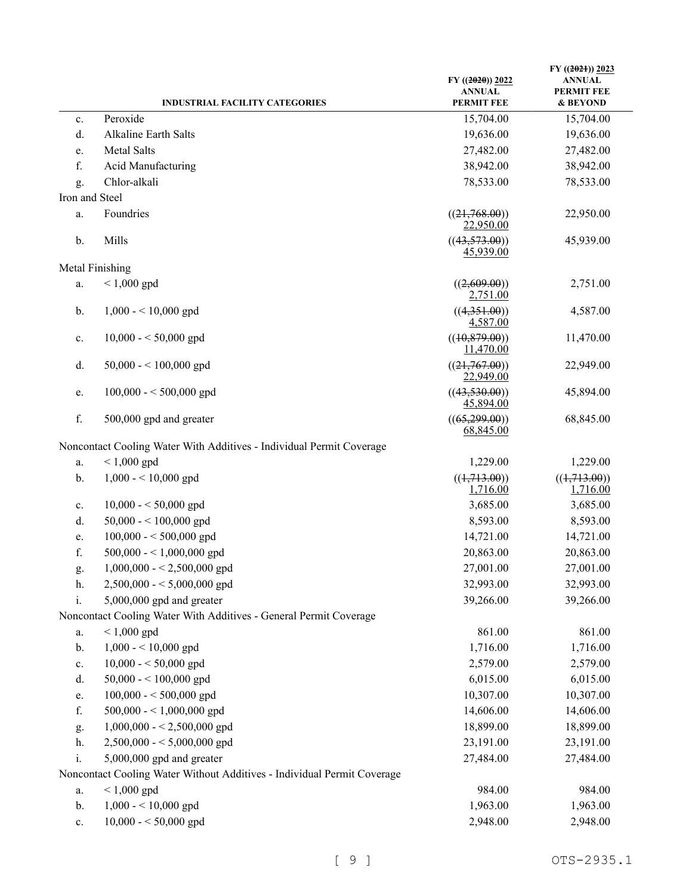| | INDUSTRIAL FACILITY CATEGORIES | FY ((~~2020~~)) <u>2022</u> ANNUAL PERMIT FEE | FY ((~~2021~~)) <u>2023</u> ANNUAL PERMIT FEE & BEYOND |
|---|---|---|---|
| c. | Peroxide | 15,704.00 | 15,704.00 |
| d. | Alkaline Earth Salts | 19,636.00 | 19,636.00 |
| e. | Metal Salts | 27,482.00 | 27,482.00 |
| f. | Acid Manufacturing | 38,942.00 | 38,942.00 |
| g. | Chlor-alkali | 78,533.00 | 78,533.00 |
| Iron and Steel | | | |
| a. | Foundries | ((~~21,768.00~~)) <u>22,950.00</u> | 22,950.00 |
| b. | Mills | ((~~43,573.00~~)) <u>45,939.00</u> | 45,939.00 |
| Metal Finishing | | | |
| a. | < 1,000 gpd | ((~~2,609.00~~)) <u>2,751.00</u> | 2,751.00 |
| b. | 1,000 - < 10,000 gpd | ((~~4,351.00~~)) <u>4,587.00</u> | 4,587.00 |
| c. | 10,000 - < 50,000 gpd | ((~~10,879.00~~)) <u>11,470.00</u> | 11,470.00 |
| d. | 50,000 - < 100,000 gpd | ((~~21,767.00~~)) <u>22,949.00</u> | 22,949.00 |
| e. | 100,000 - < 500,000 gpd | ((~~43,530.00~~)) <u>45,894.00</u> | 45,894.00 |
| f. | 500,000 gpd and greater | ((~~65,299.00~~)) <u>68,845.00</u> | 68,845.00 |
| Noncontact Cooling Water With Additives - Individual Permit Coverage | | | |
| a. | < 1,000 gpd | 1,229.00 | 1,229.00 |
| b. | 1,000 - < 10,000 gpd | ((~~1,713.00~~)) <u>1,716.00</u> | ((~~1,713.00~~)) <u>1,716.00</u> |
| c. | 10,000 - < 50,000 gpd | 3,685.00 | 3,685.00 |
| d. | 50,000 - < 100,000 gpd | 8,593.00 | 8,593.00 |
| e. | 100,000 - < 500,000 gpd | 14,721.00 | 14,721.00 |
| f. | 500,000 - < 1,000,000 gpd | 20,863.00 | 20,863.00 |
| g. | 1,000,000 - < 2,500,000 gpd | 27,001.00 | 27,001.00 |
| h. | 2,500,000 - < 5,000,000 gpd | 32,993.00 | 32,993.00 |
| i. | 5,000,000 gpd and greater | 39,266.00 | 39,266.00 |
| Noncontact Cooling Water With Additives - General Permit Coverage | | | |
| a. | < 1,000 gpd | 861.00 | 861.00 |
| b. | 1,000 - < 10,000 gpd | 1,716.00 | 1,716.00 |
| c. | 10,000 - < 50,000 gpd | 2,579.00 | 2,579.00 |
| d. | 50,000 - < 100,000 gpd | 6,015.00 | 6,015.00 |
| e. | 100,000 - < 500,000 gpd | 10,307.00 | 10,307.00 |
| f. | 500,000 - < 1,000,000 gpd | 14,606.00 | 14,606.00 |
| g. | 1,000,000 - < 2,500,000 gpd | 18,899.00 | 18,899.00 |
| h. | 2,500,000 - < 5,000,000 gpd | 23,191.00 | 23,191.00 |
| i. | 5,000,000 gpd and greater | 27,484.00 | 27,484.00 |
| Noncontact Cooling Water Without Additives - Individual Permit Coverage | | | |
| a. | < 1,000 gpd | 984.00 | 984.00 |
| b. | 1,000 - < 10,000 gpd | 1,963.00 | 1,963.00 |
| c. | 10,000 - < 50,000 gpd | 2,948.00 | 2,948.00 |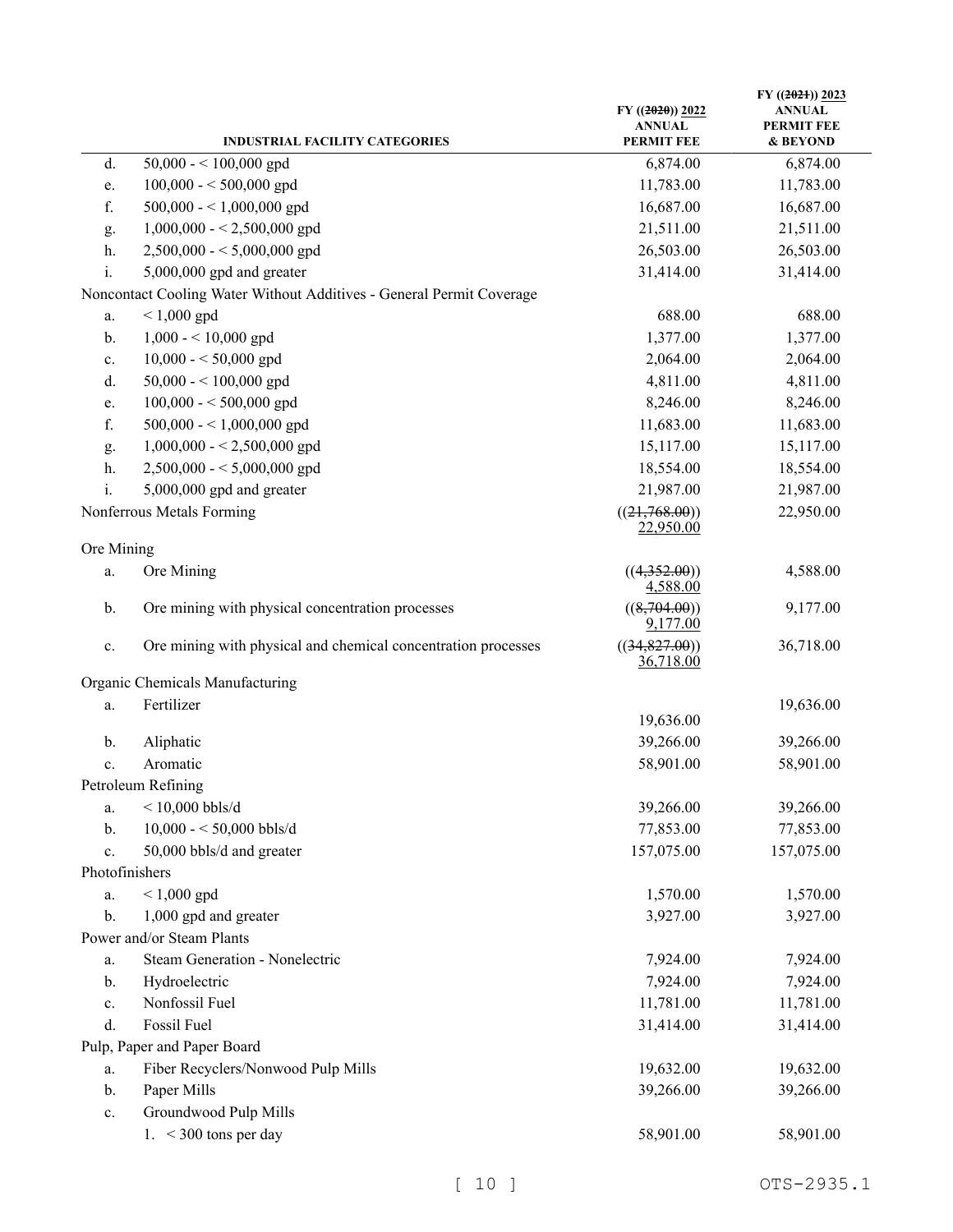| | INDUSTRIAL FACILITY CATEGORIES | FY ((~~2020~~)) 2022 ANNUAL PERMIT FEE | FY ((~~2021~~)) 2023 ANNUAL PERMIT FEE & BEYOND |
|---|---|---|---|
| d. | 50,000 - < 100,000 gpd | 6,874.00 | 6,874.00 |
| e. | 100,000 - < 500,000 gpd | 11,783.00 | 11,783.00 |
| f. | 500,000 - < 1,000,000 gpd | 16,687.00 | 16,687.00 |
| g. | 1,000,000 - < 2,500,000 gpd | 21,511.00 | 21,511.00 |
| h. | 2,500,000 - < 5,000,000 gpd | 26,503.00 | 26,503.00 |
| i. | 5,000,000 gpd and greater | 31,414.00 | 31,414.00 |
| Noncontact Cooling Water Without Additives - General Permit Coverage | | | |
| a. | < 1,000 gpd | 688.00 | 688.00 |
| b. | 1,000 - < 10,000 gpd | 1,377.00 | 1,377.00 |
| c. | 10,000 - < 50,000 gpd | 2,064.00 | 2,064.00 |
| d. | 50,000 - < 100,000 gpd | 4,811.00 | 4,811.00 |
| e. | 100,000 - < 500,000 gpd | 8,246.00 | 8,246.00 |
| f. | 500,000 - < 1,000,000 gpd | 11,683.00 | 11,683.00 |
| g. | 1,000,000 - < 2,500,000 gpd | 15,117.00 | 15,117.00 |
| h. | 2,500,000 - < 5,000,000 gpd | 18,554.00 | 18,554.00 |
| i. | 5,000,000 gpd and greater | 21,987.00 | 21,987.00 |
| Nonferrous Metals Forming | | ((~~21,768.00~~)) 22,950.00 | 22,950.00 |
| Ore Mining | | | |
| a. | Ore Mining | ((~~4,352.00~~)) 4,588.00 | 4,588.00 |
| b. | Ore mining with physical concentration processes | ((~~8,704.00~~)) 9,177.00 | 9,177.00 |
| c. | Ore mining with physical and chemical concentration processes | ((~~34,827.00~~)) 36,718.00 | 36,718.00 |
| Organic Chemicals Manufacturing | | | |
| a. | Fertilizer | 19,636.00 | 19,636.00 |
| b. | Aliphatic | 39,266.00 | 39,266.00 |
| c. | Aromatic | 58,901.00 | 58,901.00 |
| Petroleum Refining | | | |
| a. | < 10,000 bbls/d | 39,266.00 | 39,266.00 |
| b. | 10,000 - < 50,000 bbls/d | 77,853.00 | 77,853.00 |
| c. | 50,000 bbls/d and greater | 157,075.00 | 157,075.00 |
| Photofinishers | | | |
| a. | < 1,000 gpd | 1,570.00 | 1,570.00 |
| b. | 1,000 gpd and greater | 3,927.00 | 3,927.00 |
| Power and/or Steam Plants | | | |
| a. | Steam Generation - Nonelectric | 7,924.00 | 7,924.00 |
| b. | Hydroelectric | 7,924.00 | 7,924.00 |
| c. | Nonfossil Fuel | 11,781.00 | 11,781.00 |
| d. | Fossil Fuel | 31,414.00 | 31,414.00 |
| Pulp, Paper and Paper Board | | | |
| a. | Fiber Recyclers/Nonwood Pulp Mills | 19,632.00 | 19,632.00 |
| b. | Paper Mills | 39,266.00 | 39,266.00 |
| c. | Groundwood Pulp Mills | | |
| | 1. < 300 tons per day | 58,901.00 | 58,901.00 |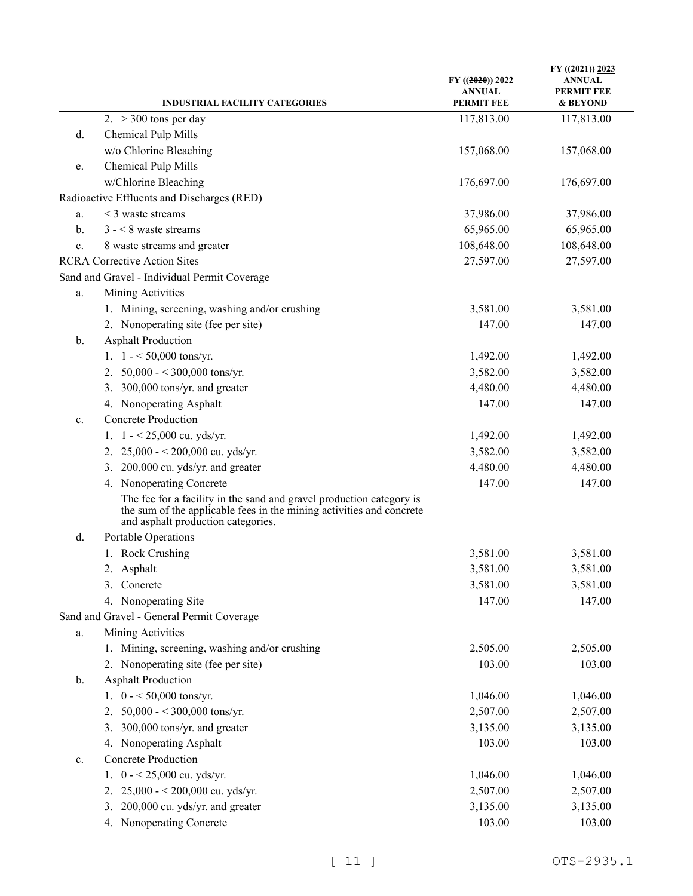| | INDUSTRIAL FACILITY CATEGORIES | FY ((~~2020~~)) 2022 ANNUAL PERMIT FEE | FY ((~~2021~~)) 2023 ANNUAL PERMIT FEE & BEYOND |
|---|---|---|---|
| | 2. > 300 tons per day | 117,813.00 | 117,813.00 |
| d. | Chemical Pulp Mills | | |
| | w/o Chlorine Bleaching | 157,068.00 | 157,068.00 |
| e. | Chemical Pulp Mills | | |
| | w/Chlorine Bleaching | 176,697.00 | 176,697.00 |
| Radioactive Effluents and Discharges (RED) | | | |
| a. | < 3 waste streams | 37,986.00 | 37,986.00 |
| b. | 3 - < 8 waste streams | 65,965.00 | 65,965.00 |
| c. | 8 waste streams and greater | 108,648.00 | 108,648.00 |
| RCRA Corrective Action Sites | | 27,597.00 | 27,597.00 |
| Sand and Gravel - Individual Permit Coverage | | | |
| a. | Mining Activities | | |
| | 1. Mining, screening, washing and/or crushing | 3,581.00 | 3,581.00 |
| | 2. Nonoperating site (fee per site) | 147.00 | 147.00 |
| b. | Asphalt Production | | |
| | 1. 1 - < 50,000 tons/yr. | 1,492.00 | 1,492.00 |
| | 2. 50,000 - < 300,000 tons/yr. | 3,582.00 | 3,582.00 |
| | 3. 300,000 tons/yr. and greater | 4,480.00 | 4,480.00 |
| | 4. Nonoperating Asphalt | 147.00 | 147.00 |
| c. | Concrete Production | | |
| | 1. 1 - < 25,000 cu. yds/yr. | 1,492.00 | 1,492.00 |
| | 2. 25,000 - < 200,000 cu. yds/yr. | 3,582.00 | 3,582.00 |
| | 3. 200,000 cu. yds/yr. and greater | 4,480.00 | 4,480.00 |
| | 4. Nonoperating Concrete | 147.00 | 147.00 |
| | The fee for a facility in the sand and gravel production category is the sum of the applicable fees in the mining activities and concrete and asphalt production categories. | | |
| d. | Portable Operations | | |
| | 1. Rock Crushing | 3,581.00 | 3,581.00 |
| | 2. Asphalt | 3,581.00 | 3,581.00 |
| | 3. Concrete | 3,581.00 | 3,581.00 |
| | 4. Nonoperating Site | 147.00 | 147.00 |
| Sand and Gravel - General Permit Coverage | | | |
| a. | Mining Activities | | |
| | 1. Mining, screening, washing and/or crushing | 2,505.00 | 2,505.00 |
| | 2. Nonoperating site (fee per site) | 103.00 | 103.00 |
| b. | Asphalt Production | | |
| | 1. 0 - < 50,000 tons/yr. | 1,046.00 | 1,046.00 |
| | 2. 50,000 - < 300,000 tons/yr. | 2,507.00 | 2,507.00 |
| | 3. 300,000 tons/yr. and greater | 3,135.00 | 3,135.00 |
| | 4. Nonoperating Asphalt | 103.00 | 103.00 |
| c. | Concrete Production | | |
| | 1. 0 - < 25,000 cu. yds/yr. | 1,046.00 | 1,046.00 |
| | 2. 25,000 - < 200,000 cu. yds/yr. | 2,507.00 | 2,507.00 |
| | 3. 200,000 cu. yds/yr. and greater | 3,135.00 | 3,135.00 |
| | 4. Nonoperating Concrete | 103.00 | 103.00 |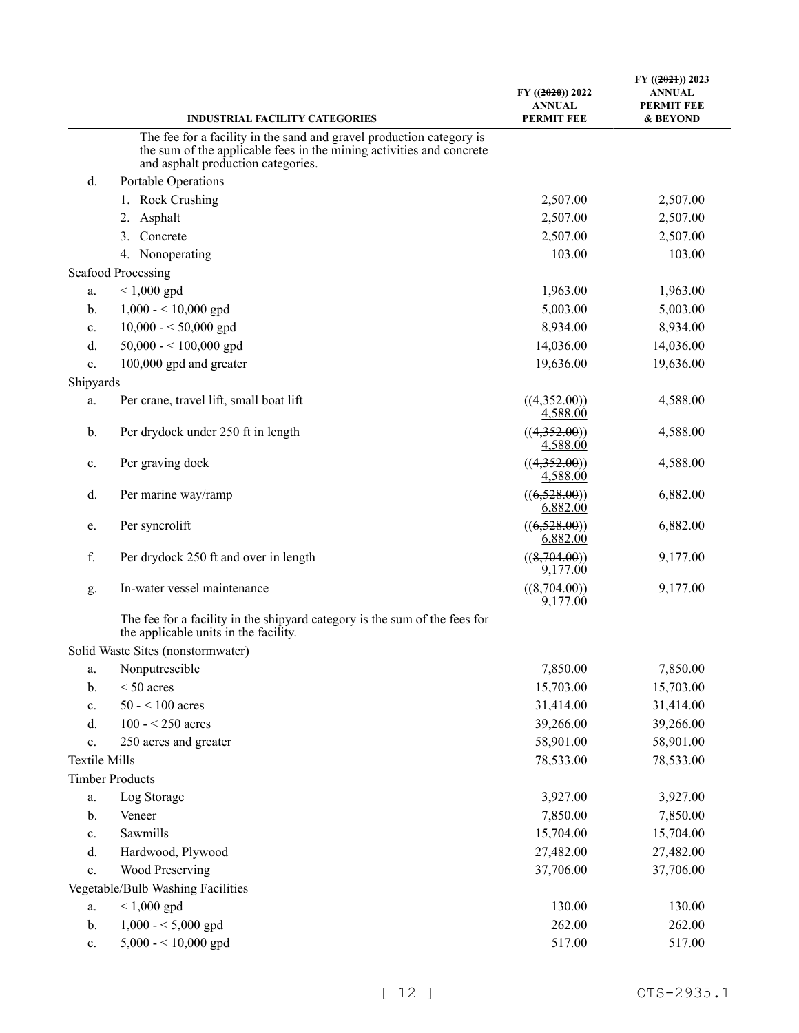| INDUSTRIAL FACILITY CATEGORIES | | FY ((~~2020~~)) <u>2022</u> ANNUAL PERMIT FEE | FY ((~~2021~~)) <u>2023</u> ANNUAL PERMIT FEE & BEYOND |
|---|---|---|---|
| | The fee for a facility in the sand and gravel production category is the sum of the applicable fees in the mining activities and concrete and asphalt production categories. | | |
| d. | Portable Operations | | |
| | 1. Rock Crushing | 2,507.00 | 2,507.00 |
| | 2. Asphalt | 2,507.00 | 2,507.00 |
| | 3. Concrete | 2,507.00 | 2,507.00 |
| | 4. Nonoperating | 103.00 | 103.00 |
| Seafood Processing | | | |
| a. | < 1,000 gpd | 1,963.00 | 1,963.00 |
| b. | 1,000 - < 10,000 gpd | 5,003.00 | 5,003.00 |
| c. | 10,000 - < 50,000 gpd | 8,934.00 | 8,934.00 |
| d. | 50,000 - < 100,000 gpd | 14,036.00 | 14,036.00 |
| e. | 100,000 gpd and greater | 19,636.00 | 19,636.00 |
| Shipyards | | | |
| a. | Per crane, travel lift, small boat lift | ((~~4,352.00~~)) <u>4,588.00</u> | 4,588.00 |
| b. | Per drydock under 250 ft in length | ((~~4,352.00~~)) <u>4,588.00</u> | 4,588.00 |
| c. | Per graving dock | ((~~4,352.00~~)) <u>4,588.00</u> | 4,588.00 |
| d. | Per marine way/ramp | ((~~6,528.00~~)) <u>6,882.00</u> | 6,882.00 |
| e. | Per syncrolift | ((~~6,528.00~~)) <u>6,882.00</u> | 6,882.00 |
| f. | Per drydock 250 ft and over in length | ((~~8,704.00~~)) <u>9,177.00</u> | 9,177.00 |
| g. | In-water vessel maintenance | ((~~8,704.00~~)) <u>9,177.00</u> | 9,177.00 |
| | The fee for a facility in the shipyard category is the sum of the fees for the applicable units in the facility. | | |
| Solid Waste Sites (nonstormwater) | | | |
| a. | Nonputrescible | 7,850.00 | 7,850.00 |
| b. | < 50 acres | 15,703.00 | 15,703.00 |
| c. | 50 - < 100 acres | 31,414.00 | 31,414.00 |
| d. | 100 - < 250 acres | 39,266.00 | 39,266.00 |
| e. | 250 acres and greater | 58,901.00 | 58,901.00 |
| Textile Mills | | 78,533.00 | 78,533.00 |
| Timber Products | | | |
| a. | Log Storage | 3,927.00 | 3,927.00 |
| b. | Veneer | 7,850.00 | 7,850.00 |
| c. | Sawmills | 15,704.00 | 15,704.00 |
| d. | Hardwood, Plywood | 27,482.00 | 27,482.00 |
| e. | Wood Preserving | 37,706.00 | 37,706.00 |
| Vegetable/Bulb Washing Facilities | | | |
| a. | < 1,000 gpd | 130.00 | 130.00 |
| b. | 1,000 - < 5,000 gpd | 262.00 | 262.00 |
| c. | 5,000 - < 10,000 gpd | 517.00 | 517.00 |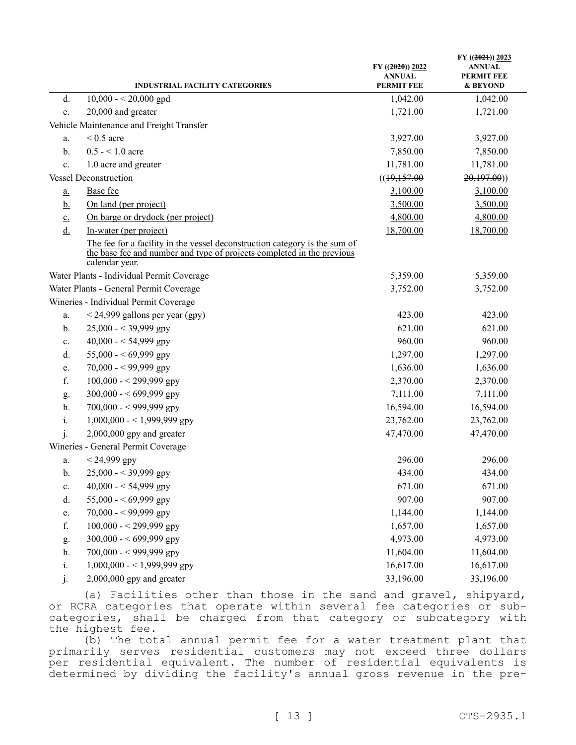| | INDUSTRIAL FACILITY CATEGORIES | FY ((~~2020~~)) 2022 ANNUAL PERMIT FEE | FY ((~~2021~~)) 2023 ANNUAL PERMIT FEE & BEYOND |
|---|---|---|---|
| d. | 10,000 - < 20,000 gpd | 1,042.00 | 1,042.00 |
| e. | 20,000 and greater | 1,721.00 | 1,721.00 |
| Vehicle Maintenance and Freight Transfer | | | |
| a. | < 0.5 acre | 3,927.00 | 3,927.00 |
| b. | 0.5 - < 1.0 acre | 7,850.00 | 7,850.00 |
| c. | 1.0 acre and greater | 11,781.00 | 11,781.00 |
| Vessel Deconstruction | | ((~~19,157.00~~ | ~~20,197.00~~)) |
| a. | Base fee | 3,100.00 | 3,100.00 |
| b. | On land (per project) | 3,500.00 | 3,500.00 |
| c. | On barge or drydock (per project) | 4,800.00 | 4,800.00 |
| d. | In-water (per project) | 18,700.00 | 18,700.00 |
| | The fee for a facility in the vessel deconstruction category is the sum of the base fee and number and type of projects completed in the previous calendar year. | | |
| Water Plants - Individual Permit Coverage | | 5,359.00 | 5,359.00 |
| Water Plants - General Permit Coverage | | 3,752.00 | 3,752.00 |
| Wineries - Individual Permit Coverage | | | |
| a. | < 24,999 gallons per year (gpy) | 423.00 | 423.00 |
| b. | 25,000 - < 39,999 gpy | 621.00 | 621.00 |
| c. | 40,000 - < 54,999 gpy | 960.00 | 960.00 |
| d. | 55,000 - < 69,999 gpy | 1,297.00 | 1,297.00 |
| e. | 70,000 - < 99,999 gpy | 1,636.00 | 1,636.00 |
| f. | 100,000 - < 299,999 gpy | 2,370.00 | 2,370.00 |
| g. | 300,000 - < 699,999 gpy | 7,111.00 | 7,111.00 |
| h. | 700,000 - < 999,999 gpy | 16,594.00 | 16,594.00 |
| i. | 1,000,000 - < 1,999,999 gpy | 23,762.00 | 23,762.00 |
| j. | 2,000,000 gpy and greater | 47,470.00 | 47,470.00 |
| Wineries - General Permit Coverage | | | |
| a. | < 24,999 gpy | 296.00 | 296.00 |
| b. | 25,000 - < 39,999 gpy | 434.00 | 434.00 |
| c. | 40,000 - < 54,999 gpy | 671.00 | 671.00 |
| d. | 55,000 - < 69,999 gpy | 907.00 | 907.00 |
| e. | 70,000 - < 99,999 gpy | 1,144.00 | 1,144.00 |
| f. | 100,000 - < 299,999 gpy | 1,657.00 | 1,657.00 |
| g. | 300,000 - < 699,999 gpy | 4,973.00 | 4,973.00 |
| h. | 700,000 - < 999,999 gpy | 11,604.00 | 11,604.00 |
| i. | 1,000,000 - < 1,999,999 gpy | 16,617.00 | 16,617.00 |
| j. | 2,000,000 gpy and greater | 33,196.00 | 33,196.00 |

(a) Facilities other than those in the sand and gravel, shipyard, or RCRA categories that operate within several fee categories or sub-categories, shall be charged from that category or subcategory with the highest fee.

(b) The total annual permit fee for a water treatment plant that primarily serves residential customers may not exceed three dollars per residential equivalent. The number of residential equivalents is determined by dividing the facility's annual gross revenue in the pre-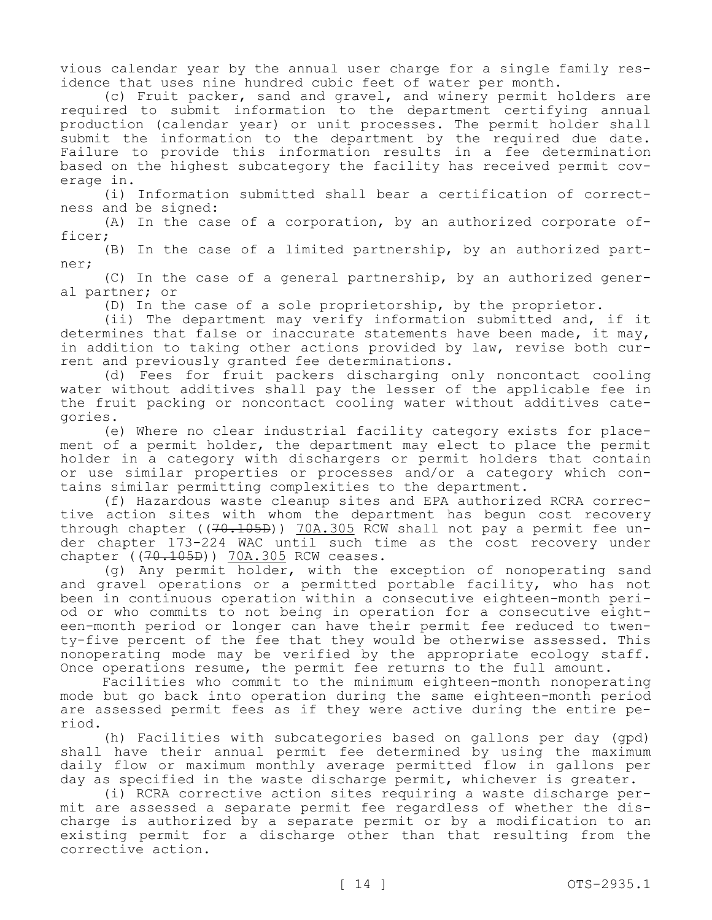vious calendar year by the annual user charge for a single family residence that uses nine hundred cubic feet of water per month.

(c) Fruit packer, sand and gravel, and winery permit holders are required to submit information to the department certifying annual production (calendar year) or unit processes. The permit holder shall submit the information to the department by the required due date. Failure to provide this information results in a fee determination based on the highest subcategory the facility has received permit coverage in.

(i) Information submitted shall bear a certification of correctness and be signed:

(A) In the case of a corporation, by an authorized corporate officer;

(B) In the case of a limited partnership, by an authorized partner;

(C) In the case of a general partnership, by an authorized general partner; or

(D) In the case of a sole proprietorship, by the proprietor.

(ii) The department may verify information submitted and, if it determines that false or inaccurate statements have been made, it may, in addition to taking other actions provided by law, revise both current and previously granted fee determinations.

(d) Fees for fruit packers discharging only noncontact cooling water without additives shall pay the lesser of the applicable fee in the fruit packing or noncontact cooling water without additives categories.

(e) Where no clear industrial facility category exists for placement of a permit holder, the department may elect to place the permit holder in a category with dischargers or permit holders that contain or use similar properties or processes and/or a category which contains similar permitting complexities to the department.

(f) Hazardous waste cleanup sites and EPA authorized RCRA corrective action sites with whom the department has begun cost recovery through chapter ((~~70.105D~~)) <u>70A.305</u> RCW shall not pay a permit fee under chapter 173-224 WAC until such time as the cost recovery under chapter ((~~70.105D~~)) <u>70A.305</u> RCW ceases.

(g) Any permit holder, with the exception of nonoperating sand and gravel operations or a permitted portable facility, who has not been in continuous operation within a consecutive eighteen-month period or who commits to not being in operation for a consecutive eighteen-month period or longer can have their permit fee reduced to twenty-five percent of the fee that they would be otherwise assessed. This nonoperating mode may be verified by the appropriate ecology staff. Once operations resume, the permit fee returns to the full amount.

Facilities who commit to the minimum eighteen-month nonoperating mode but go back into operation during the same eighteen-month period are assessed permit fees as if they were active during the entire period.

(h) Facilities with subcategories based on gallons per day (gpd) shall have their annual permit fee determined by using the maximum daily flow or maximum monthly average permitted flow in gallons per day as specified in the waste discharge permit, whichever is greater.

(i) RCRA corrective action sites requiring a waste discharge permit are assessed a separate permit fee regardless of whether the discharge is authorized by a separate permit or by a modification to an existing permit for a discharge other than that resulting from the corrective action.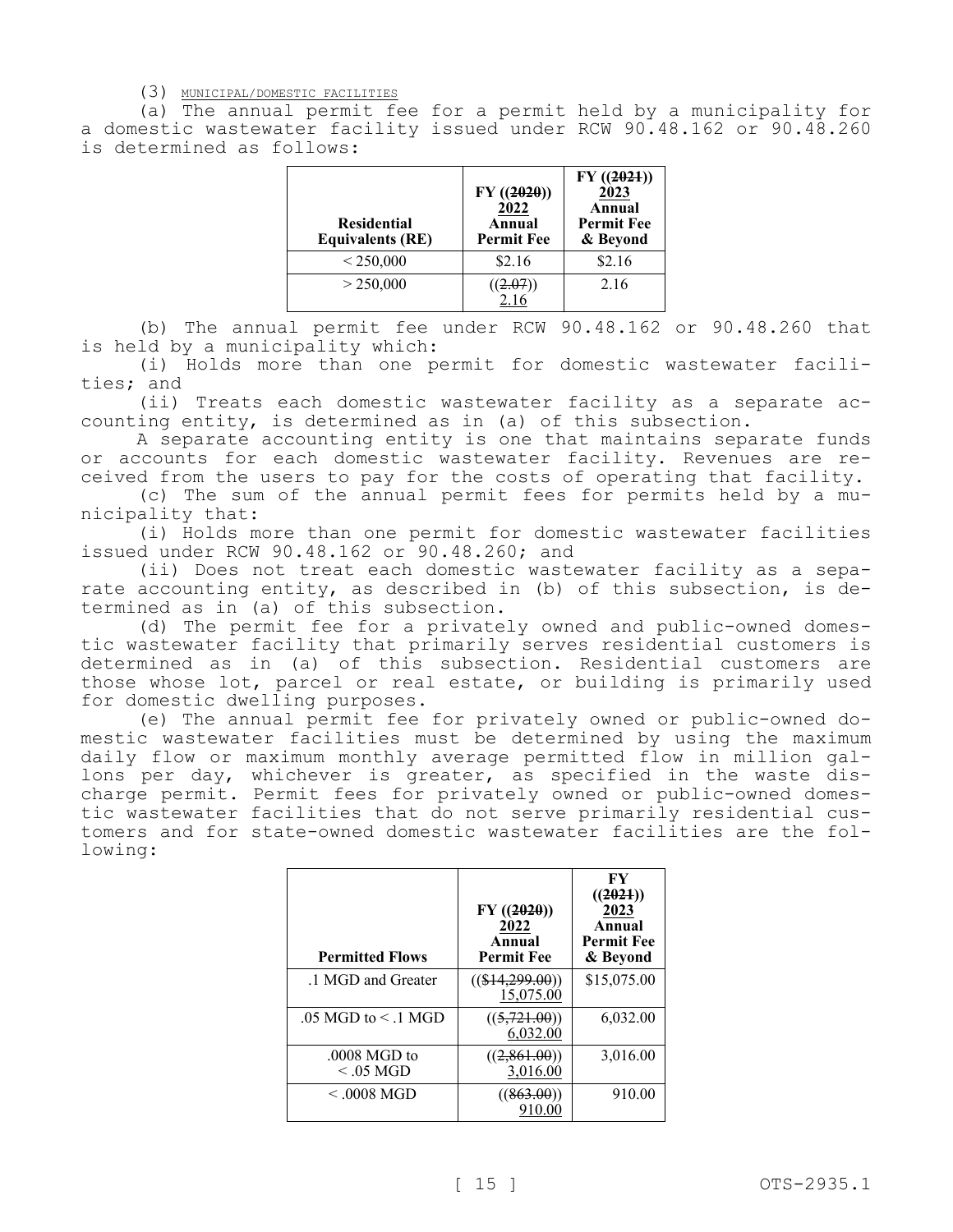(3) MUNICIPAL/DOMESTIC FACILITIES

(a) The annual permit fee for a permit held by a municipality for a domestic wastewater facility issued under RCW 90.48.162 or 90.48.260 is determined as follows:

| Residential Equivalents (RE) | FY ((2020)) 2022 Annual Permit Fee | FY ((2021)) 2023 Annual Permit Fee & Beyond |
|---|---|---|
| < 250,000 | $2.16 | $2.16 |
| > 250,000 | ((2.07)) 2.16 | 2.16 |

(b) The annual permit fee under RCW 90.48.162 or 90.48.260 that is held by a municipality which:

(i) Holds more than one permit for domestic wastewater facilities; and

(ii) Treats each domestic wastewater facility as a separate accounting entity, is determined as in (a) of this subsection.

A separate accounting entity is one that maintains separate funds or accounts for each domestic wastewater facility. Revenues are received from the users to pay for the costs of operating that facility.

(c) The sum of the annual permit fees for permits held by a municipality that:

(i) Holds more than one permit for domestic wastewater facilities issued under RCW 90.48.162 or 90.48.260; and

(ii) Does not treat each domestic wastewater facility as a separate accounting entity, as described in (b) of this subsection, is determined as in (a) of this subsection.

(d) The permit fee for a privately owned and public-owned domestic wastewater facility that primarily serves residential customers is determined as in (a) of this subsection. Residential customers are those whose lot, parcel or real estate, or building is primarily used for domestic dwelling purposes.

(e) The annual permit fee for privately owned or public-owned domestic wastewater facilities must be determined by using the maximum daily flow or maximum monthly average permitted flow in million gallons per day, whichever is greater, as specified in the waste discharge permit. Permit fees for privately owned or public-owned domestic wastewater facilities that do not serve primarily residential customers and for state-owned domestic wastewater facilities are the following:

| Permitted Flows | FY ((2020)) 2022 Annual Permit Fee | FY ((2021)) 2023 Annual Permit Fee & Beyond |
|---|---|---|
| .1 MGD and Greater | (($14,299.00)) 15,075.00 | $15,075.00 |
| .05 MGD to < .1 MGD | ((5,721.00)) 6,032.00 | 6,032.00 |
| .0008 MGD to < .05 MGD | ((2,861.00)) 3,016.00 | 3,016.00 |
| < .0008 MGD | ((863.00)) 910.00 | 910.00 |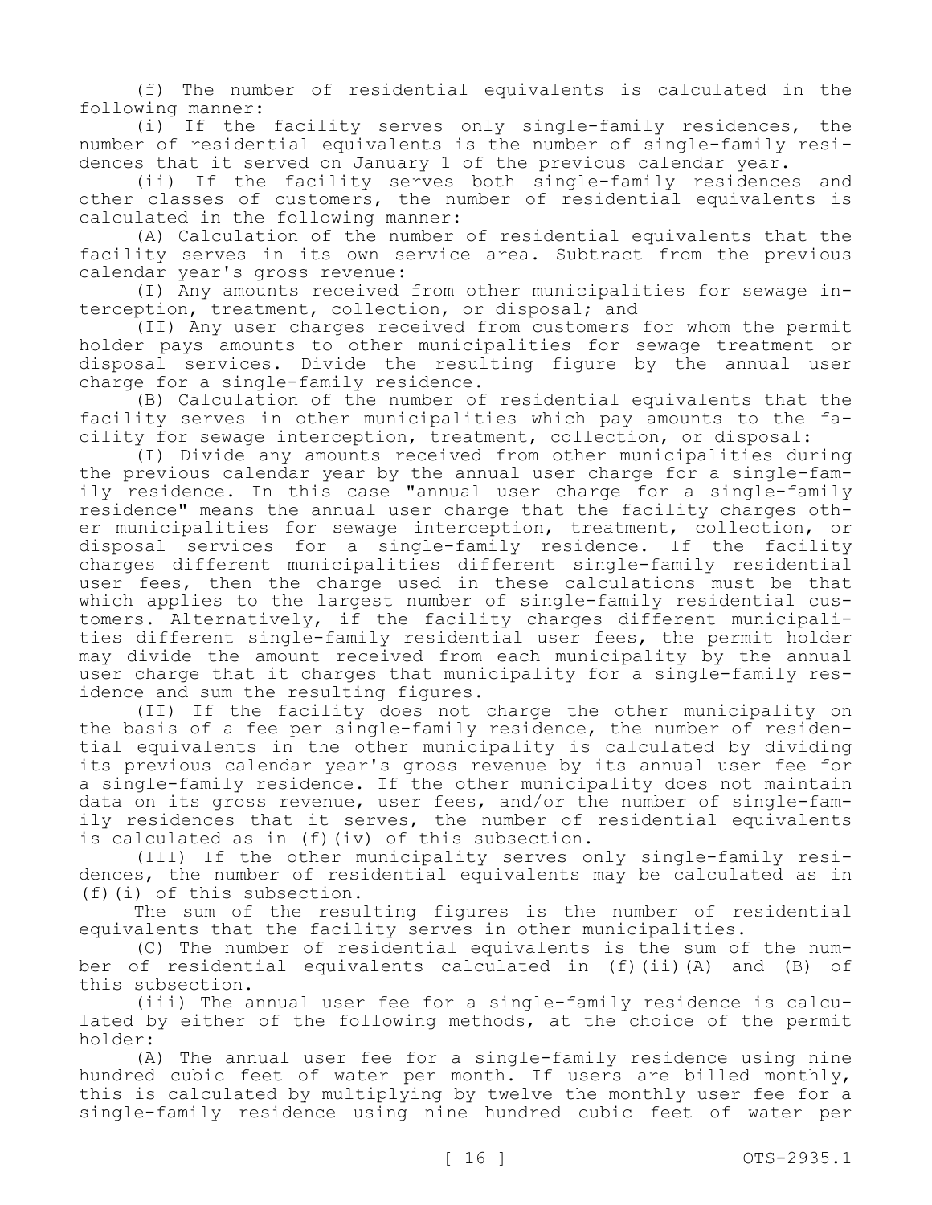(f) The number of residential equivalents is calculated in the following manner:

(i) If the facility serves only single-family residences, the number of residential equivalents is the number of single-family residences that it served on January 1 of the previous calendar year.

(ii) If the facility serves both single-family residences and other classes of customers, the number of residential equivalents is calculated in the following manner:

(A) Calculation of the number of residential equivalents that the facility serves in its own service area. Subtract from the previous calendar year's gross revenue:

(I) Any amounts received from other municipalities for sewage interception, treatment, collection, or disposal; and

(II) Any user charges received from customers for whom the permit holder pays amounts to other municipalities for sewage treatment or disposal services. Divide the resulting figure by the annual user charge for a single-family residence.

(B) Calculation of the number of residential equivalents that the facility serves in other municipalities which pay amounts to the facility for sewage interception, treatment, collection, or disposal:

(I) Divide any amounts received from other municipalities during the previous calendar year by the annual user charge for a single-family residence. In this case "annual user charge for a single-family residence" means the annual user charge that the facility charges other municipalities for sewage interception, treatment, collection, or disposal services for a single-family residence. If the facility charges different municipalities different single-family residential user fees, then the charge used in these calculations must be that which applies to the largest number of single-family residential customers. Alternatively, if the facility charges different municipalities different single-family residential user fees, the permit holder may divide the amount received from each municipality by the annual user charge that it charges that municipality for a single-family residence and sum the resulting figures.

(II) If the facility does not charge the other municipality on the basis of a fee per single-family residence, the number of residential equivalents in the other municipality is calculated by dividing its previous calendar year's gross revenue by its annual user fee for a single-family residence. If the other municipality does not maintain data on its gross revenue, user fees, and/or the number of single-family residences that it serves, the number of residential equivalents is calculated as in (f)(iv) of this subsection.

(III) If the other municipality serves only single-family residences, the number of residential equivalents may be calculated as in (f)(i) of this subsection.

The sum of the resulting figures is the number of residential equivalents that the facility serves in other municipalities.

(C) The number of residential equivalents is the sum of the number of residential equivalents calculated in (f)(ii)(A) and (B) of this subsection.

(iii) The annual user fee for a single-family residence is calculated by either of the following methods, at the choice of the permit holder:

(A) The annual user fee for a single-family residence using nine hundred cubic feet of water per month. If users are billed monthly, this is calculated by multiplying by twelve the monthly user fee for a single-family residence using nine hundred cubic feet of water per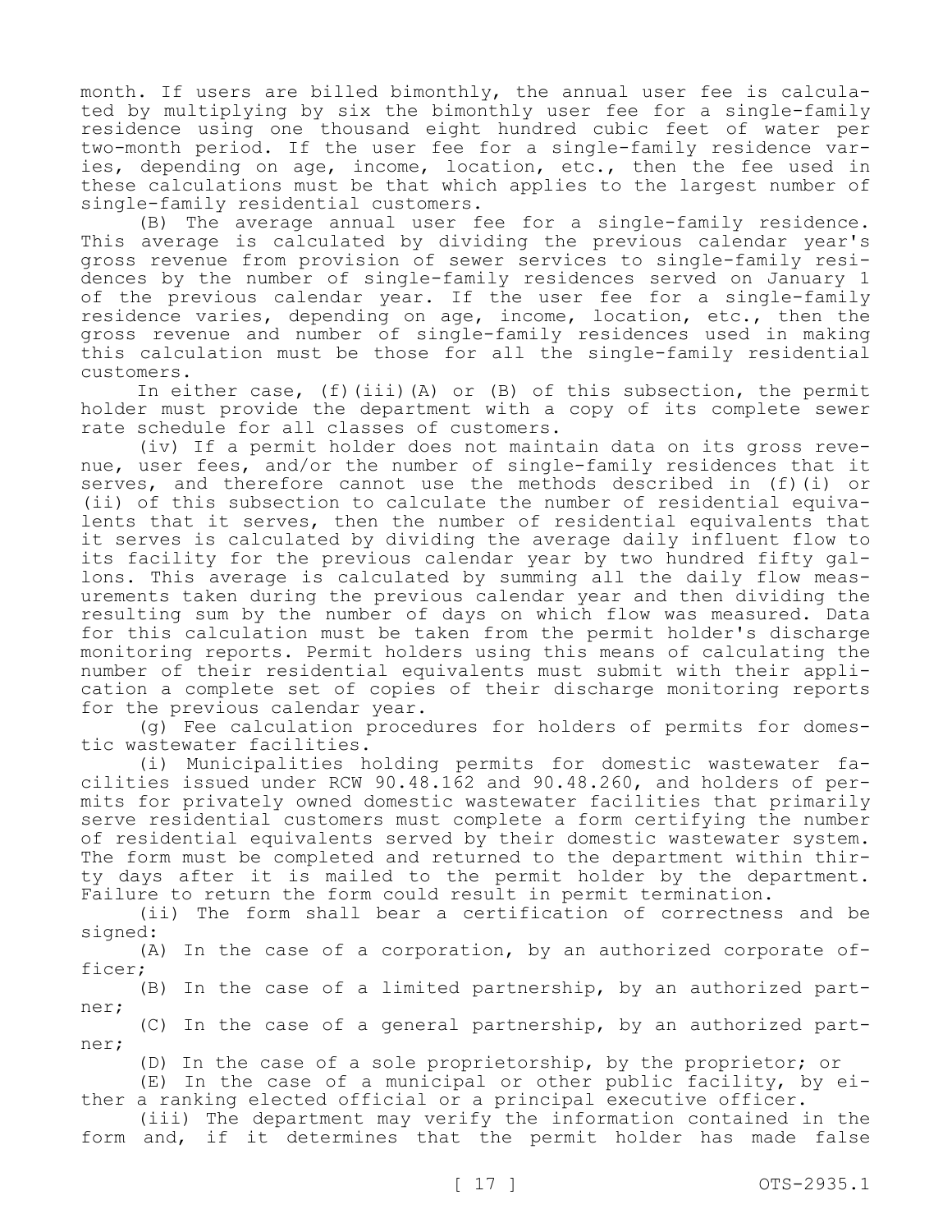month. If users are billed bimonthly, the annual user fee is calculated by multiplying by six the bimonthly user fee for a single-family residence using one thousand eight hundred cubic feet of water per two-month period. If the user fee for a single-family residence varies, depending on age, income, location, etc., then the fee used in these calculations must be that which applies to the largest number of single-family residential customers.

(B) The average annual user fee for a single-family residence. This average is calculated by dividing the previous calendar year's gross revenue from provision of sewer services to single-family residences by the number of single-family residences served on January 1 of the previous calendar year. If the user fee for a single-family residence varies, depending on age, income, location, etc., then the gross revenue and number of single-family residences used in making this calculation must be those for all the single-family residential customers.

In either case, (f)(iii)(A) or (B) of this subsection, the permit holder must provide the department with a copy of its complete sewer rate schedule for all classes of customers.

(iv) If a permit holder does not maintain data on its gross revenue, user fees, and/or the number of single-family residences that it serves, and therefore cannot use the methods described in (f)(i) or (ii) of this subsection to calculate the number of residential equivalents that it serves, then the number of residential equivalents that it serves is calculated by dividing the average daily influent flow to its facility for the previous calendar year by two hundred fifty gallons. This average is calculated by summing all the daily flow measurements taken during the previous calendar year and then dividing the resulting sum by the number of days on which flow was measured. Data for this calculation must be taken from the permit holder's discharge monitoring reports. Permit holders using this means of calculating the number of their residential equivalents must submit with their application a complete set of copies of their discharge monitoring reports for the previous calendar year.

(g) Fee calculation procedures for holders of permits for domestic wastewater facilities.

(i) Municipalities holding permits for domestic wastewater facilities issued under RCW 90.48.162 and 90.48.260, and holders of permits for privately owned domestic wastewater facilities that primarily serve residential customers must complete a form certifying the number of residential equivalents served by their domestic wastewater system. The form must be completed and returned to the department within thirty days after it is mailed to the permit holder by the department. Failure to return the form could result in permit termination.

(ii) The form shall bear a certification of correctness and be signed:

(A) In the case of a corporation, by an authorized corporate officer;

(B) In the case of a limited partnership, by an authorized partner;

(C) In the case of a general partnership, by an authorized partner;

(D) In the case of a sole proprietorship, by the proprietor; or

(E) In the case of a municipal or other public facility, by either a ranking elected official or a principal executive officer.

(iii) The department may verify the information contained in the form and, if it determines that the permit holder has made false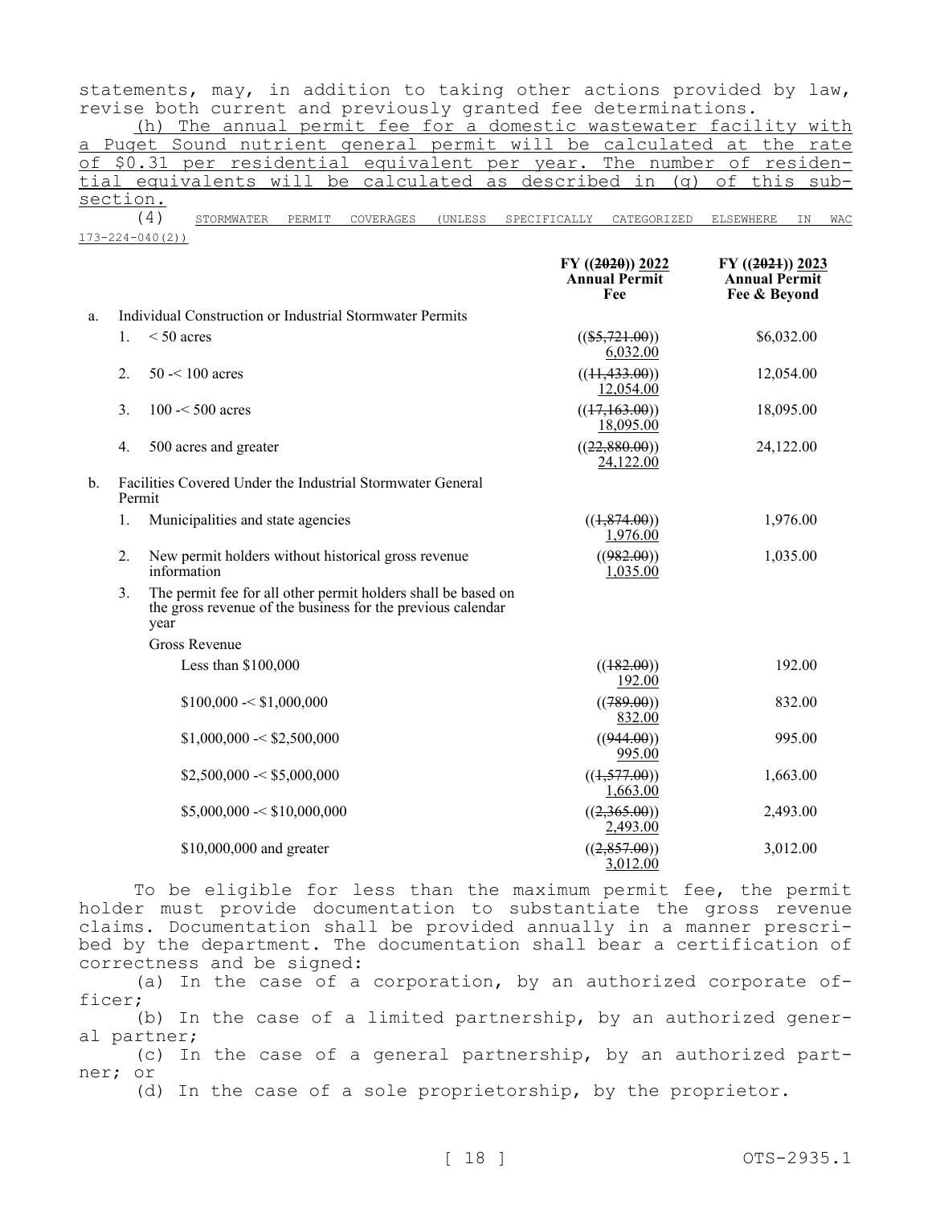statements, may, in addition to taking other actions provided by law, revise both current and previously granted fee determinations.

(h) The annual permit fee for a domestic wastewater facility with a Puget Sound nutrient general permit will be calculated at the rate of $0.31 per residential equivalent per year. The number of residential equivalents will be calculated as described in (g) of this subsection.

(4) STORMWATER PERMIT COVERAGES (UNLESS SPECIFICALLY CATEGORIZED ELSEWHERE IN WAC 173-224-040(2))

| | | | FY ((~~2020~~)) 2022 Annual Permit Fee | FY ((~~2021~~)) 2023 Annual Permit Fee & Beyond |
|---|---|---|---|---|
| a. | Individual Construction or Industrial Stormwater Permits | | | |
| | 1. | < 50 acres | ((~~$5,721.00~~)) 6,032.00 | $6,032.00 |
| | 2. | 50 -< 100 acres | ((~~11,433.00~~)) 12,054.00 | 12,054.00 |
| | 3. | 100 -< 500 acres | ((~~17,163.00~~)) 18,095.00 | 18,095.00 |
| | 4. | 500 acres and greater | ((~~22,880.00~~)) 24,122.00 | 24,122.00 |
| b. | Facilities Covered Under the Industrial Stormwater General Permit | | | |
| | 1. | Municipalities and state agencies | ((~~1,874.00~~)) 1,976.00 | 1,976.00 |
| | 2. | New permit holders without historical gross revenue information | ((~~982.00~~)) 1,035.00 | 1,035.00 |
| | 3. | The permit fee for all other permit holders shall be based on the gross revenue of the business for the previous calendar year | | |
| | | Gross Revenue | | |
| | | Less than $100,000 | ((~~182.00~~)) 192.00 | 192.00 |
| | | $100,000 -< $1,000,000 | ((~~789.00~~)) 832.00 | 832.00 |
| | | $1,000,000 -< $2,500,000 | ((~~944.00~~)) 995.00 | 995.00 |
| | | $2,500,000 -< $5,000,000 | ((~~1,577.00~~)) 1,663.00 | 1,663.00 |
| | | $5,000,000 -< $10,000,000 | ((~~2,365.00~~)) 2,493.00 | 2,493.00 |
| | | $10,000,000 and greater | ((~~2,857.00~~)) 3,012.00 | 3,012.00 |

To be eligible for less than the maximum permit fee, the permit holder must provide documentation to substantiate the gross revenue claims. Documentation shall be provided annually in a manner prescribed by the department. The documentation shall bear a certification of correctness and be signed:

(a) In the case of a corporation, by an authorized corporate officer;

(b) In the case of a limited partnership, by an authorized general partner;

(c) In the case of a general partnership, by an authorized partner; or

(d) In the case of a sole proprietorship, by the proprietor.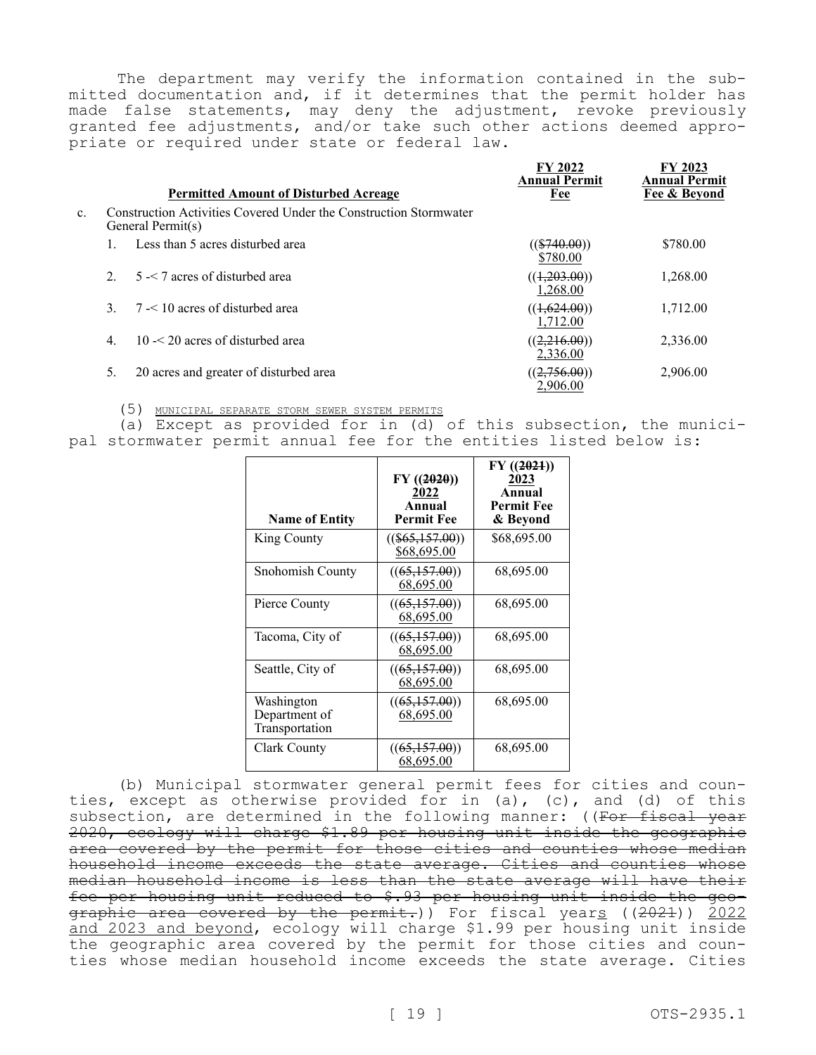The department may verify the information contained in the submitted documentation and, if it determines that the permit holder has made false statements, may deny the adjustment, revoke previously granted fee adjustments, and/or take such other actions deemed appropriate or required under state or federal law.

| | Permitted Amount of Disturbed Acreage | FY 2022 Annual Permit Fee | FY 2023 Annual Permit Fee & Beyond |
|---|---|---|---|
| c. | Construction Activities Covered Under the Construction Stormwater General Permit(s) | | |
| | 1. Less than 5 acres disturbed area | (($740.00)) $780.00 | $780.00 |
| | 2. 5 -< 7 acres of disturbed area | ((1,203.00)) 1,268.00 | 1,268.00 |
| | 3. 7 -< 10 acres of disturbed area | ((1,624.00)) 1,712.00 | 1,712.00 |
| | 4. 10 -< 20 acres of disturbed area | ((2,216.00)) 2,336.00 | 2,336.00 |
| | 5. 20 acres and greater of disturbed area | ((2,756.00)) 2,906.00 | 2,906.00 |

(5) MUNICIPAL SEPARATE STORM SEWER SYSTEM PERMITS

(a) Except as provided for in (d) of this subsection, the municipal stormwater permit annual fee for the entities listed below is:

| Name of Entity | FY ((2020)) 2022 Annual Permit Fee | FY ((2021)) 2023 Annual Permit Fee & Beyond |
|---|---|---|
| King County | (($65,157.00)) $68,695.00 | $68,695.00 |
| Snohomish County | ((65,157.00)) 68,695.00 | 68,695.00 |
| Pierce County | ((65,157.00)) 68,695.00 | 68,695.00 |
| Tacoma, City of | ((65,157.00)) 68,695.00 | 68,695.00 |
| Seattle, City of | ((65,157.00)) 68,695.00 | 68,695.00 |
| Washington Department of Transportation | ((65,157.00)) 68,695.00 | 68,695.00 |
| Clark County | ((65,157.00)) 68,695.00 | 68,695.00 |

(b) Municipal stormwater general permit fees for cities and counties, except as otherwise provided for in (a), (c), and (d) of this subsection, are determined in the following manner: ((For fiscal year 2020, ecology will charge $1.89 per housing unit inside the geographic area covered by the permit for those cities and counties whose median household income exceeds the state average. Cities and counties whose median household income is less than the state average will have their fee per housing unit reduced to $.93 per housing unit inside the geographic area covered by the permit.)) For fiscal years ((2021)) 2022 and 2023 and beyond, ecology will charge $1.99 per housing unit inside the geographic area covered by the permit for those cities and counties whose median household income exceeds the state average. Cities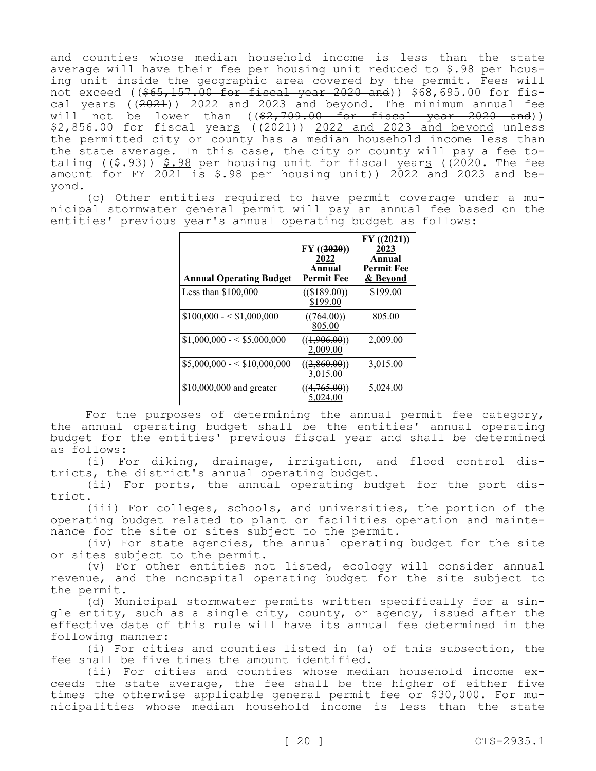and counties whose median household income is less than the state average will have their fee per housing unit reduced to $.98 per housing unit inside the geographic area covered by the permit. Fees will not exceed ((~~$65,157.00 for fiscal year 2020 and~~)) $68,695.00 for fiscal years ((~~2021~~)) 2022 and 2023 and beyond. The minimum annual fee will not be lower than ((~~$2,709.00 for fiscal year 2020 and~~)) $2,856.00 for fiscal years ((~~2021~~)) 2022 and 2023 and beyond unless the permitted city or county has a median household income less than the state average. In this case, the city or county will pay a fee totaling ((~~$.93~~)) $.98 per housing unit for fiscal years ((~~2020. The fee amount for FY 2021 is $.98 per housing unit~~)) 2022 and 2023 and beyond.

(c) Other entities required to have permit coverage under a municipal stormwater general permit will pay an annual fee based on the entities' previous year's annual operating budget as follows:

| Annual Operating Budget | FY ((~~2020~~)) 2022 Annual Permit Fee | FY ((~~2021~~)) 2023 Annual Permit Fee & Beyond |
|---|---|---|
| Less than $100,000 | ((~~$189.00~~)) $199.00 | $199.00 |
| $100,000 - < $1,000,000 | ((~~764.00~~)) 805.00 | 805.00 |
| $1,000,000 - < $5,000,000 | ((~~1,906.00~~)) 2,009.00 | 2,009.00 |
| $5,000,000 - < $10,000,000 | ((~~2,860.00~~)) 3,015.00 | 3,015.00 |
| $10,000,000 and greater | ((~~4,765.00~~)) 5,024.00 | 5,024.00 |

For the purposes of determining the annual permit fee category, the annual operating budget shall be the entities' annual operating budget for the entities' previous fiscal year and shall be determined as follows:

(i) For diking, drainage, irrigation, and flood control districts, the district's annual operating budget.

(ii) For ports, the annual operating budget for the port district.

(iii) For colleges, schools, and universities, the portion of the operating budget related to plant or facilities operation and maintenance for the site or sites subject to the permit.

(iv) For state agencies, the annual operating budget for the site or sites subject to the permit.

(v) For other entities not listed, ecology will consider annual revenue, and the noncapital operating budget for the site subject to the permit.

(d) Municipal stormwater permits written specifically for a single entity, such as a single city, county, or agency, issued after the effective date of this rule will have its annual fee determined in the following manner:

(i) For cities and counties listed in (a) of this subsection, the fee shall be five times the amount identified.

(ii) For cities and counties whose median household income exceeds the state average, the fee shall be the higher of either five times the otherwise applicable general permit fee or $30,000. For municipalities whose median household income is less than the state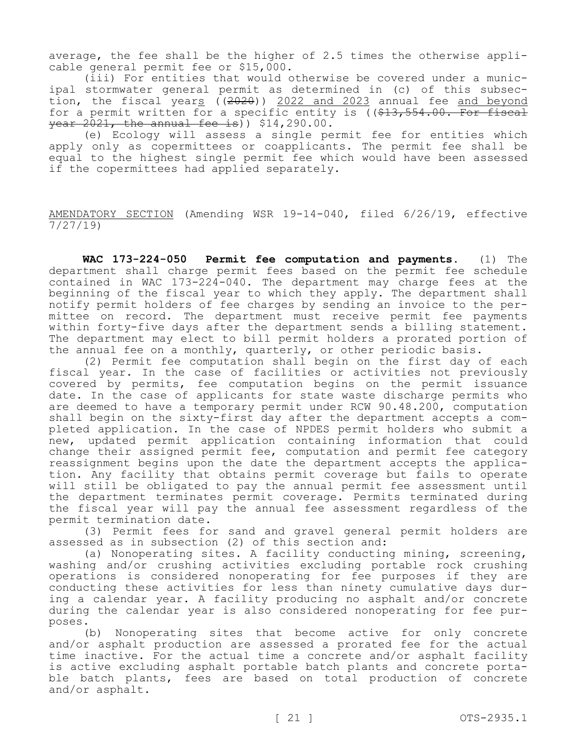average, the fee shall be the higher of 2.5 times the otherwise applicable general permit fee or $15,000.

(iii) For entities that would otherwise be covered under a municipal stormwater general permit as determined in (c) of this subsection, the fiscal year<u>s</u> ((~~2020~~)) <u>2022 and 2023</u> annual fee <u>and beyond</u> for a permit written for a specific entity is ((~~$13,554.00. For fiscal year 2021, the annual fee is~~)) $14,290.00.

(e) Ecology will assess a single permit fee for entities which apply only as copermittees or coapplicants. The permit fee shall be equal to the highest single permit fee which would have been assessed if the copermittees had applied separately.

<u>AMENDATORY SECTION</u> (Amending WSR 19-14-040, filed 6/26/19, effective 7/27/19)

**WAC 173-224-050 Permit fee computation and payments.** (1) The department shall charge permit fees based on the permit fee schedule contained in WAC 173-224-040. The department may charge fees at the beginning of the fiscal year to which they apply. The department shall notify permit holders of fee charges by sending an invoice to the permittee on record. The department must receive permit fee payments within forty-five days after the department sends a billing statement. The department may elect to bill permit holders a prorated portion of the annual fee on a monthly, quarterly, or other periodic basis.

(2) Permit fee computation shall begin on the first day of each fiscal year. In the case of facilities or activities not previously covered by permits, fee computation begins on the permit issuance date. In the case of applicants for state waste discharge permits who are deemed to have a temporary permit under RCW 90.48.200, computation shall begin on the sixty-first day after the department accepts a completed application. In the case of NPDES permit holders who submit a new, updated permit application containing information that could change their assigned permit fee, computation and permit fee category reassignment begins upon the date the department accepts the application. Any facility that obtains permit coverage but fails to operate will still be obligated to pay the annual permit fee assessment until the department terminates permit coverage. Permits terminated during the fiscal year will pay the annual fee assessment regardless of the permit termination date.

(3) Permit fees for sand and gravel general permit holders are assessed as in subsection (2) of this section and:

(a) Nonoperating sites. A facility conducting mining, screening, washing and/or crushing activities excluding portable rock crushing operations is considered nonoperating for fee purposes if they are conducting these activities for less than ninety cumulative days during a calendar year. A facility producing no asphalt and/or concrete during the calendar year is also considered nonoperating for fee purposes.

(b) Nonoperating sites that become active for only concrete and/or asphalt production are assessed a prorated fee for the actual time inactive. For the actual time a concrete and/or asphalt facility is active excluding asphalt portable batch plants and concrete portable batch plants, fees are based on total production of concrete and/or asphalt.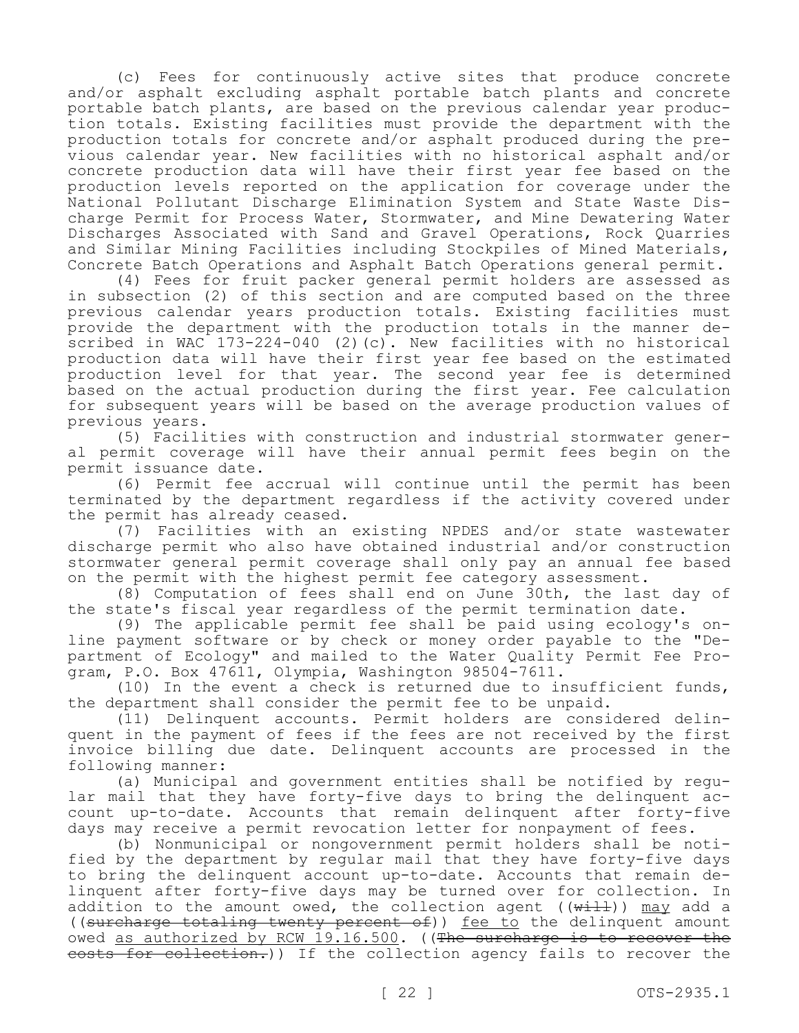(c) Fees for continuously active sites that produce concrete and/or asphalt excluding asphalt portable batch plants and concrete portable batch plants, are based on the previous calendar year production totals. Existing facilities must provide the department with the production totals for concrete and/or asphalt produced during the previous calendar year. New facilities with no historical asphalt and/or concrete production data will have their first year fee based on the production levels reported on the application for coverage under the National Pollutant Discharge Elimination System and State Waste Discharge Permit for Process Water, Stormwater, and Mine Dewatering Water Discharges Associated with Sand and Gravel Operations, Rock Quarries and Similar Mining Facilities including Stockpiles of Mined Materials, Concrete Batch Operations and Asphalt Batch Operations general permit.

(4) Fees for fruit packer general permit holders are assessed as in subsection (2) of this section and are computed based on the three previous calendar years production totals. Existing facilities must provide the department with the production totals in the manner described in WAC 173-224-040 (2)(c). New facilities with no historical production data will have their first year fee based on the estimated production level for that year. The second year fee is determined based on the actual production during the first year. Fee calculation for subsequent years will be based on the average production values of previous years.

(5) Facilities with construction and industrial stormwater general permit coverage will have their annual permit fees begin on the permit issuance date.

(6) Permit fee accrual will continue until the permit has been terminated by the department regardless if the activity covered under the permit has already ceased.

(7) Facilities with an existing NPDES and/or state wastewater discharge permit who also have obtained industrial and/or construction stormwater general permit coverage shall only pay an annual fee based on the permit with the highest permit fee category assessment.

(8) Computation of fees shall end on June 30th, the last day of the state's fiscal year regardless of the permit termination date.

(9) The applicable permit fee shall be paid using ecology's online payment software or by check or money order payable to the "Department of Ecology" and mailed to the Water Quality Permit Fee Program, P.O. Box 47611, Olympia, Washington 98504-7611.

(10) In the event a check is returned due to insufficient funds, the department shall consider the permit fee to be unpaid.

(11) Delinquent accounts. Permit holders are considered delinquent in the payment of fees if the fees are not received by the first invoice billing due date. Delinquent accounts are processed in the following manner:

(a) Municipal and government entities shall be notified by regular mail that they have forty-five days to bring the delinquent account up-to-date. Accounts that remain delinquent after forty-five days may receive a permit revocation letter for nonpayment of fees.

(b) Nonmunicipal or nongovernment permit holders shall be notified by the department by regular mail that they have forty-five days to bring the delinquent account up-to-date. Accounts that remain delinquent after forty-five days may be turned over for collection. In addition to the amount owed, the collection agent ((~~will~~)) may add a ((~~surcharge totaling twenty percent of~~)) fee to the delinquent amount owed as authorized by RCW 19.16.500. ((~~The surcharge is to recover the costs for collection.~~)) If the collection agency fails to recover the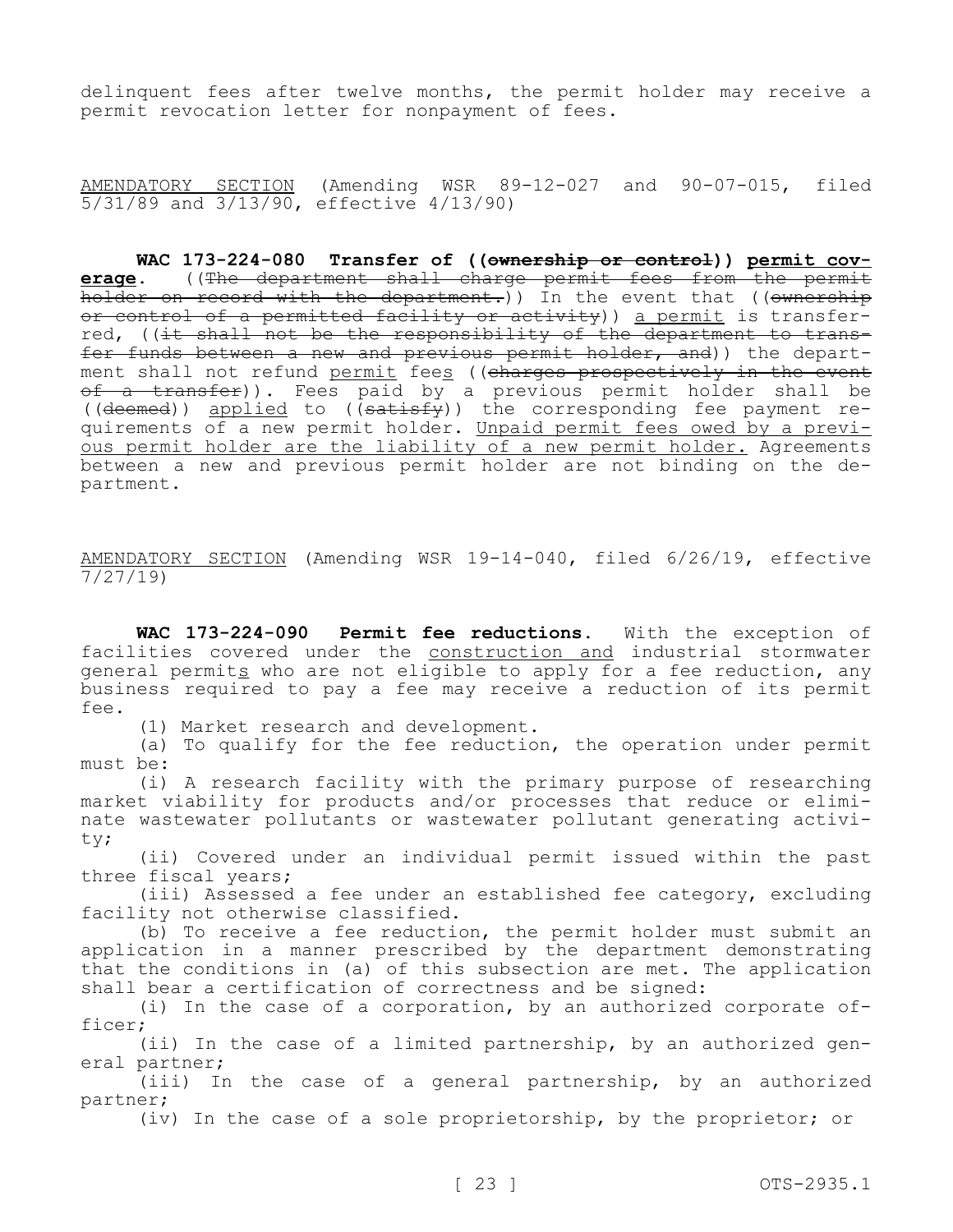delinquent fees after twelve months, the permit holder may receive a permit revocation letter for nonpayment of fees.

AMENDATORY SECTION (Amending WSR 89-12-027 and 90-07-015, filed 5/31/89 and 3/13/90, effective 4/13/90)

**WAC 173-224-080 Transfer of ((~~ownership or control~~)) permit coverage.** ((~~The department shall charge permit fees from the permit holder on record with the department.~~)) In the event that ((~~ownership or control of a permitted facility or activity~~)) a permit is transferred, ((~~it shall not be the responsibility of the department to transfer funds between a new and previous permit holder, and~~)) the department shall not refund permit fees ((~~charges prospectively in the event of a transfer~~)). Fees paid by a previous permit holder shall be ((~~deemed~~)) applied to ((~~satisfy~~)) the corresponding fee payment requirements of a new permit holder. Unpaid permit fees owed by a previous permit holder are the liability of a new permit holder. Agreements between a new and previous permit holder are not binding on the department.

AMENDATORY SECTION (Amending WSR 19-14-040, filed 6/26/19, effective 7/27/19)

**WAC 173-224-090 Permit fee reductions.** With the exception of facilities covered under the construction and industrial stormwater general permits who are not eligible to apply for a fee reduction, any business required to pay a fee may receive a reduction of its permit fee.

(1) Market research and development.

(a) To qualify for the fee reduction, the operation under permit must be:

(i) A research facility with the primary purpose of researching market viability for products and/or processes that reduce or eliminate wastewater pollutants or wastewater pollutant generating activity;

(ii) Covered under an individual permit issued within the past three fiscal years;

(iii) Assessed a fee under an established fee category, excluding facility not otherwise classified.

(b) To receive a fee reduction, the permit holder must submit an application in a manner prescribed by the department demonstrating that the conditions in (a) of this subsection are met. The application shall bear a certification of correctness and be signed:

(i) In the case of a corporation, by an authorized corporate officer;

(ii) In the case of a limited partnership, by an authorized general partner;

(iii) In the case of a general partnership, by an authorized partner;

(iv) In the case of a sole proprietorship, by the proprietor; or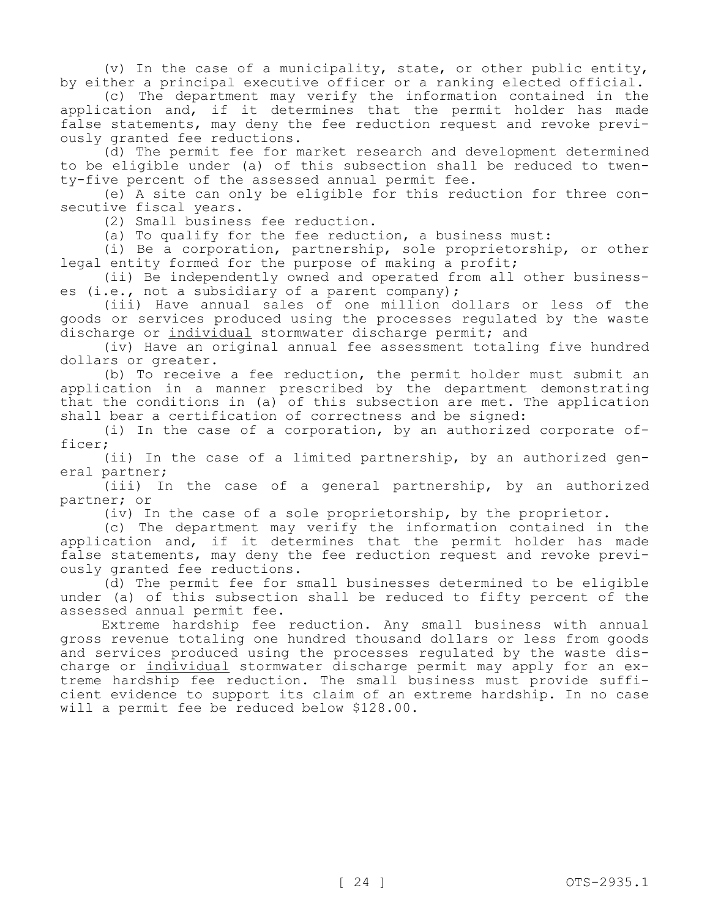(v) In the case of a municipality, state, or other public entity, by either a principal executive officer or a ranking elected official.

(c) The department may verify the information contained in the application and, if it determines that the permit holder has made false statements, may deny the fee reduction request and revoke previously granted fee reductions.

(d) The permit fee for market research and development determined to be eligible under (a) of this subsection shall be reduced to twenty-five percent of the assessed annual permit fee.

(e) A site can only be eligible for this reduction for three consecutive fiscal years.

(2) Small business fee reduction.

(a) To qualify for the fee reduction, a business must:

(i) Be a corporation, partnership, sole proprietorship, or other legal entity formed for the purpose of making a profit;

(ii) Be independently owned and operated from all other businesses (i.e., not a subsidiary of a parent company);

(iii) Have annual sales of one million dollars or less of the goods or services produced using the processes regulated by the waste discharge or <u>individual</u> stormwater discharge permit; and

(iv) Have an original annual fee assessment totaling five hundred dollars or greater.

(b) To receive a fee reduction, the permit holder must submit an application in a manner prescribed by the department demonstrating that the conditions in (a) of this subsection are met. The application shall bear a certification of correctness and be signed:

(i) In the case of a corporation, by an authorized corporate officer;

(ii) In the case of a limited partnership, by an authorized general partner;

(iii) In the case of a general partnership, by an authorized partner; or

(iv) In the case of a sole proprietorship, by the proprietor.

(c) The department may verify the information contained in the application and, if it determines that the permit holder has made false statements, may deny the fee reduction request and revoke previously granted fee reductions.

(d) The permit fee for small businesses determined to be eligible under (a) of this subsection shall be reduced to fifty percent of the assessed annual permit fee.

Extreme hardship fee reduction. Any small business with annual gross revenue totaling one hundred thousand dollars or less from goods and services produced using the processes regulated by the waste discharge or <u>individual</u> stormwater discharge permit may apply for an extreme hardship fee reduction. The small business must provide sufficient evidence to support its claim of an extreme hardship. In no case will a permit fee be reduced below $128.00.